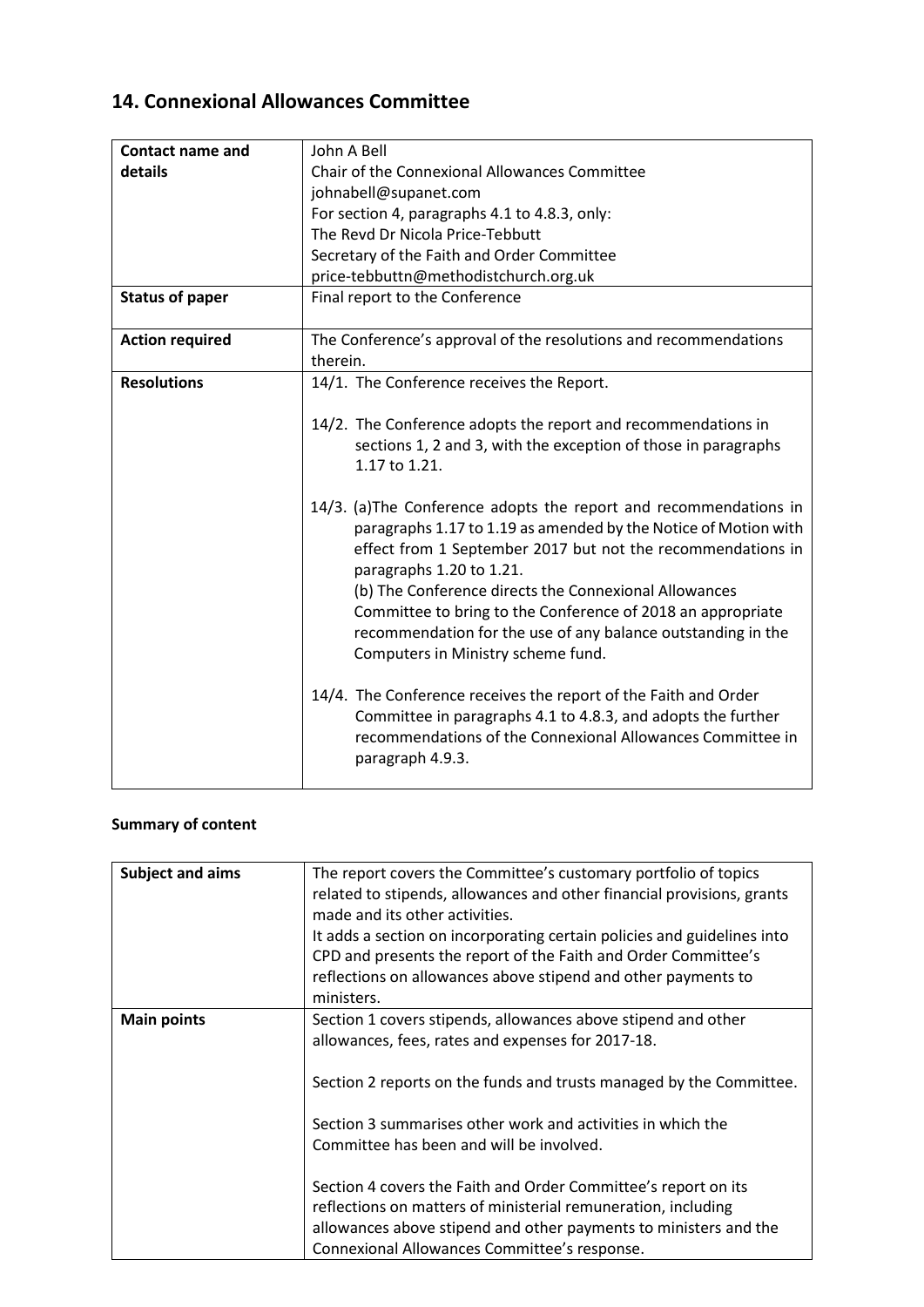## 14. Connexional Allowances Committee

| | |
|---|---|
| **Contact name and details** | John A Bell<br>Chair of the Connexional Allowances Committee<br>johnabell@supanet.com<br>For section 4, paragraphs 4.1 to 4.8.3, only:<br>The Revd Dr Nicola Price-Tebbutt<br>Secretary of the Faith and Order Committee<br>price-tebbuttn@methodistchurch.org.uk |
| **Status of paper** | Final report to the Conference |
| **Action required** | The Conference's approval of the resolutions and recommendations therein. |
| **Resolutions** | 14/1. The Conference receives the Report.<br><br>14/2. The Conference adopts the report and recommendations in sections 1, 2 and 3, with the exception of those in paragraphs 1.17 to 1.21.<br><br>14/3. (a)The Conference adopts the report and recommendations in paragraphs 1.17 to 1.19 as amended by the Notice of Motion with effect from 1 September 2017 but not the recommendations in paragraphs 1.20 to 1.21.<br>(b) The Conference directs the Connexional Allowances Committee to bring to the Conference of 2018 an appropriate recommendation for the use of any balance outstanding in the Computers in Ministry scheme fund.<br><br>14/4. The Conference receives the report of the Faith and Order Committee in paragraphs 4.1 to 4.8.3, and adopts the further recommendations of the Connexional Allowances Committee in paragraph 4.9.3. |

**Summary of content**

| | |
|---|---|
| **Subject and aims** | The report covers the Committee's customary portfolio of topics related to stipends, allowances and other financial provisions, grants made and its other activities.<br>It adds a section on incorporating certain policies and guidelines into CPD and presents the report of the Faith and Order Committee's reflections on allowances above stipend and other payments to ministers. |
| **Main points** | Section 1 covers stipends, allowances above stipend and other allowances, fees, rates and expenses for 2017-18.<br><br>Section 2 reports on the funds and trusts managed by the Committee.<br><br>Section 3 summarises other work and activities in which the Committee has been and will be involved.<br><br>Section 4 covers the Faith and Order Committee's report on its reflections on matters of ministerial remuneration, including allowances above stipend and other payments to ministers and the Connexional Allowances Committee's response. |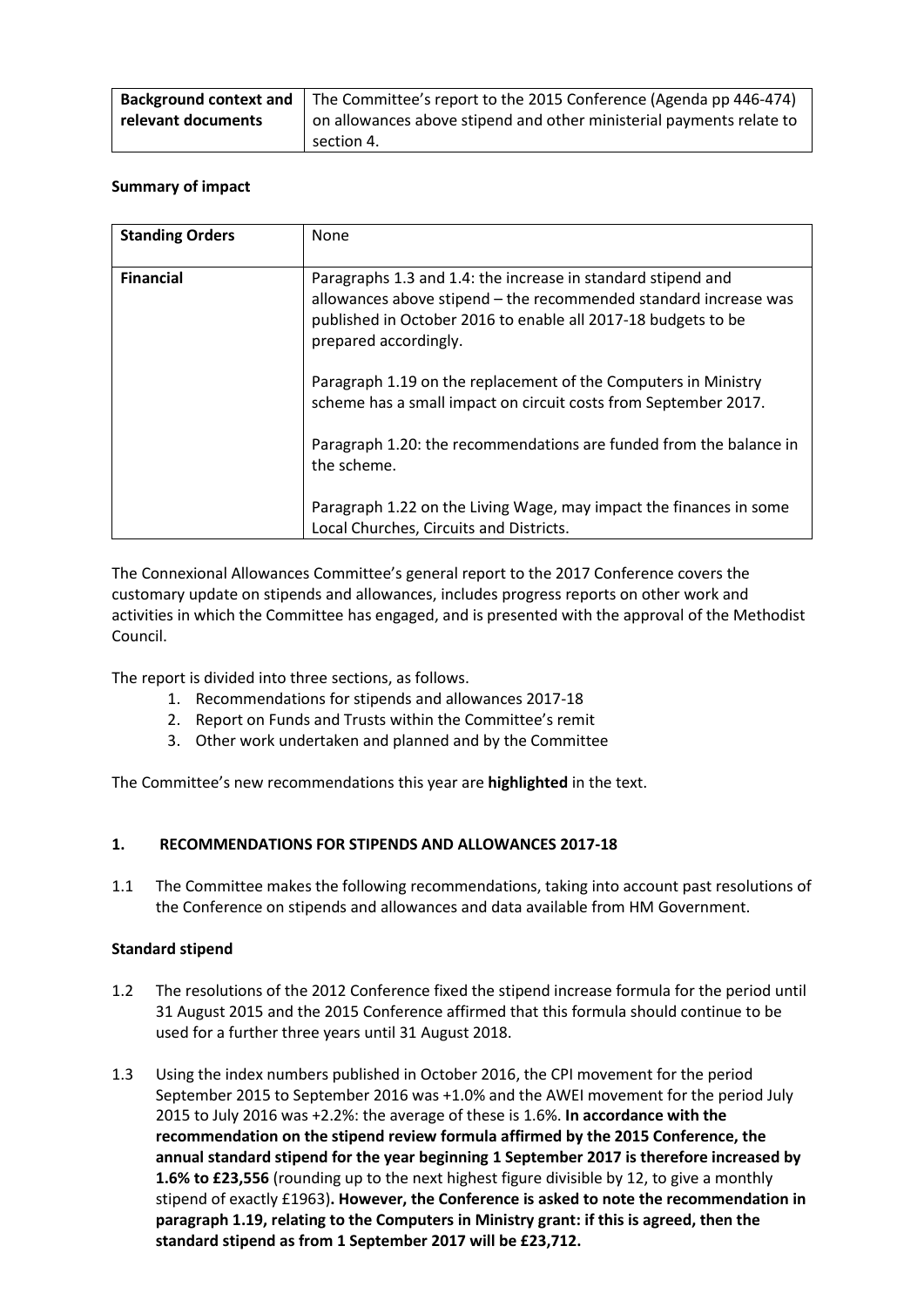| Background context and relevant documents | The Committee's report to the 2015 Conference (Agenda pp 446-474) on allowances above stipend and other ministerial payments relate to section 4. |
|---|---|

**Summary of impact**

| Standing Orders | None |
|---|---|
| Financial | Paragraphs 1.3 and 1.4: the increase in standard stipend and allowances above stipend – the recommended standard increase was published in October 2016 to enable all 2017-18 budgets to be prepared accordingly.<br><br>Paragraph 1.19 on the replacement of the Computers in Ministry scheme has a small impact on circuit costs from September 2017.<br><br>Paragraph 1.20: the recommendations are funded from the balance in the scheme.<br><br>Paragraph 1.22 on the Living Wage, may impact the finances in some Local Churches, Circuits and Districts. |

The Connexional Allowances Committee's general report to the 2017 Conference covers the customary update on stipends and allowances, includes progress reports on other work and activities in which the Committee has engaged, and is presented with the approval of the Methodist Council.

The report is divided into three sections, as follows.

1. Recommendations for stipends and allowances 2017-18
2. Report on Funds and Trusts within the Committee's remit
3. Other work undertaken and planned and by the Committee

The Committee's new recommendations this year are **highlighted** in the text.

## 1. RECOMMENDATIONS FOR STIPENDS AND ALLOWANCES 2017-18

1.1 The Committee makes the following recommendations, taking into account past resolutions of the Conference on stipends and allowances and data available from HM Government.

**Standard stipend**

1.2 The resolutions of the 2012 Conference fixed the stipend increase formula for the period until 31 August 2015 and the 2015 Conference affirmed that this formula should continue to be used for a further three years until 31 August 2018.

1.3 Using the index numbers published in October 2016, the CPI movement for the period September 2015 to September 2016 was +1.0% and the AWEI movement for the period July 2015 to July 2016 was +2.2%: the average of these is 1.6%. **In accordance with the recommendation on the stipend review formula affirmed by the 2015 Conference, the annual standard stipend for the year beginning 1 September 2017 is therefore increased by 1.6% to £23,556** (rounding up to the next highest figure divisible by 12, to give a monthly stipend of exactly £1963)**. However, the Conference is asked to note the recommendation in paragraph 1.19, relating to the Computers in Ministry grant: if this is agreed, then the standard stipend as from 1 September 2017 will be £23,712.**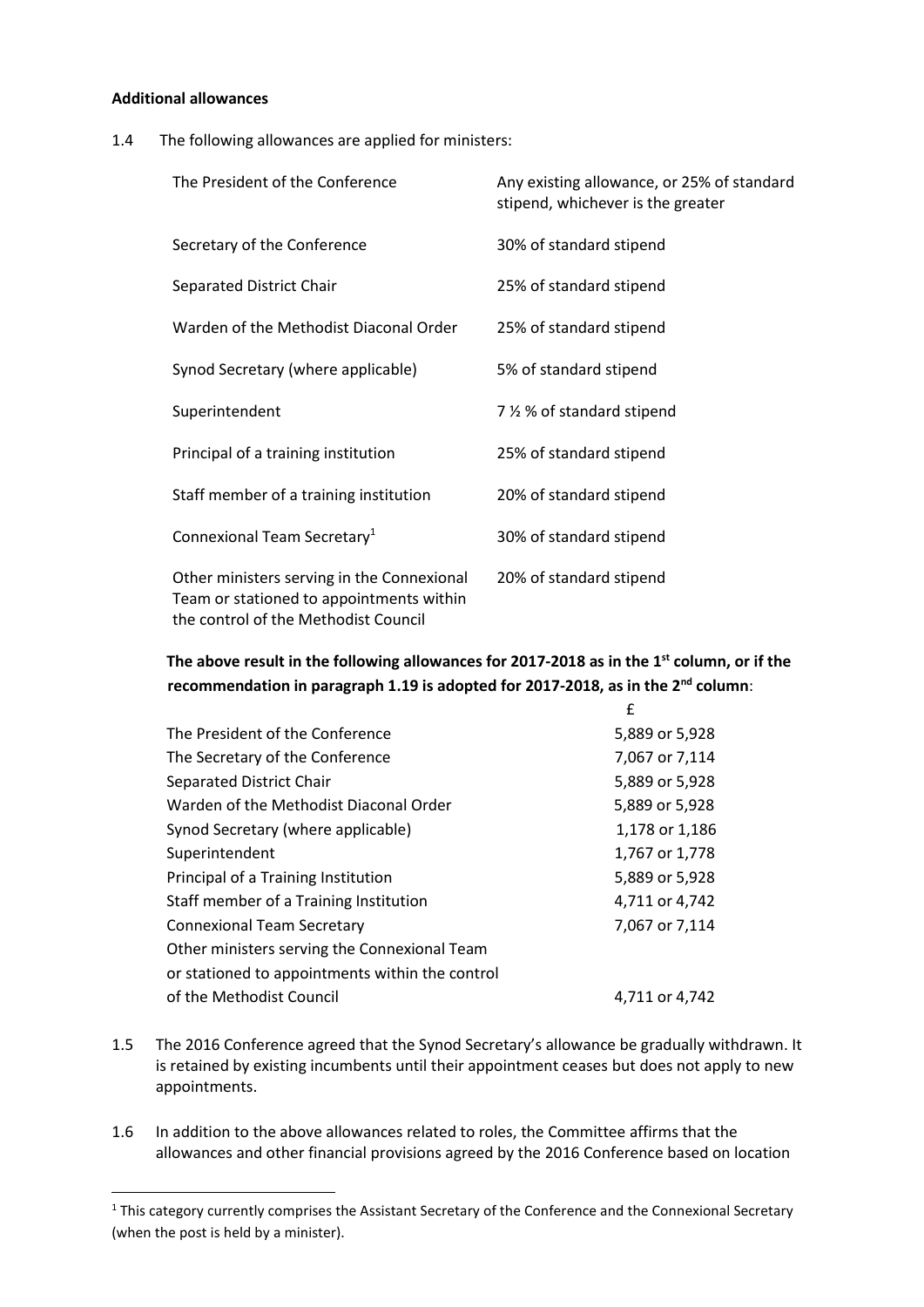**Additional allowances**

1.4 The following allowances are applied for ministers:

| | |
|---|---|
| The President of the Conference | Any existing allowance, or 25% of standard stipend, whichever is the greater |
| Secretary of the Conference | 30% of standard stipend |
| Separated District Chair | 25% of standard stipend |
| Warden of the Methodist Diaconal Order | 25% of standard stipend |
| Synod Secretary (where applicable) | 5% of standard stipend |
| Superintendent | 7 ½ % of standard stipend |
| Principal of a training institution | 25% of standard stipend |
| Staff member of a training institution | 20% of standard stipend |
| Connexional Team Secretary[1] | 30% of standard stipend |
| Other ministers serving in the Connexional Team or stationed to appointments within the control of the Methodist Council | 20% of standard stipend |

**The above result in the following allowances for 2017-2018 as in the 1st column, or if the recommendation in paragraph 1.19 is adopted for 2017-2018, as in the 2nd column**:

| | £ |
|---|---|
| The President of the Conference | 5,889 or 5,928 |
| The Secretary of the Conference | 7,067 or 7,114 |
| Separated District Chair | 5,889 or 5,928 |
| Warden of the Methodist Diaconal Order | 5,889 or 5,928 |
| Synod Secretary (where applicable) | 1,178 or 1,186 |
| Superintendent | 1,767 or 1,778 |
| Principal of a Training Institution | 5,889 or 5,928 |
| Staff member of a Training Institution | 4,711 or 4,742 |
| Connexional Team Secretary | 7,067 or 7,114 |
| Other ministers serving the Connexional Team or stationed to appointments within the control of the Methodist Council | 4,711 or 4,742 |

1.5 The 2016 Conference agreed that the Synod Secretary's allowance be gradually withdrawn. It is retained by existing incumbents until their appointment ceases but does not apply to new appointments.

1.6 In addition to the above allowances related to roles, the Committee affirms that the allowances and other financial provisions agreed by the 2016 Conference based on location

[1] This category currently comprises the Assistant Secretary of the Conference and the Connexional Secretary (when the post is held by a minister).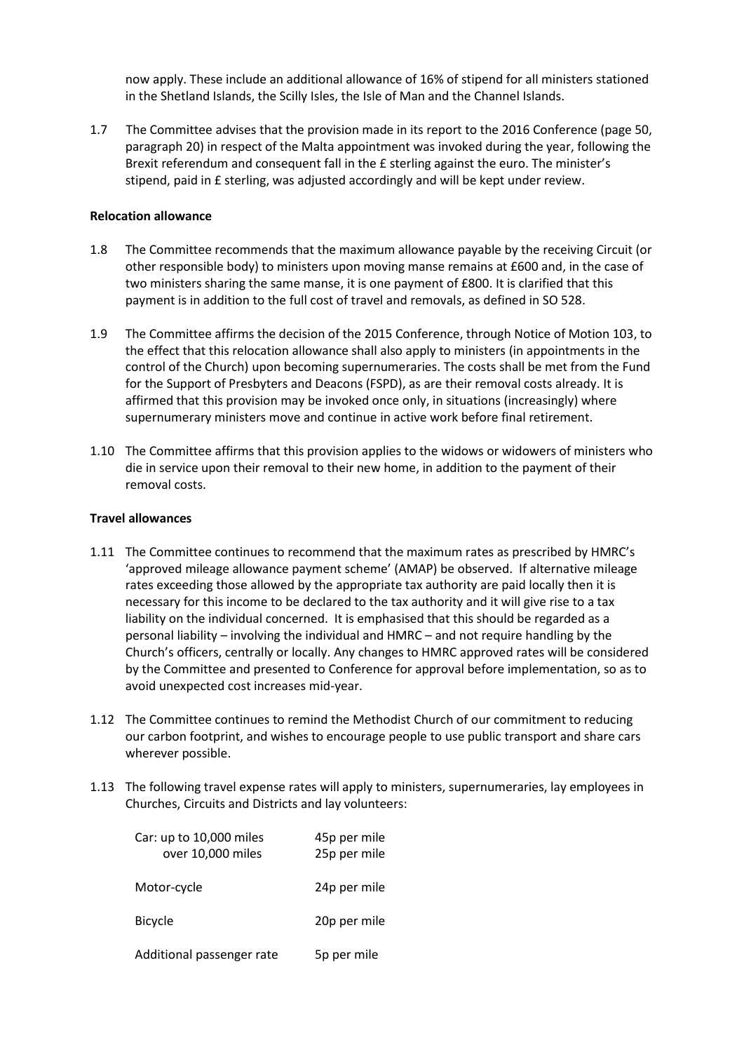now apply. These include an additional allowance of 16% of stipend for all ministers stationed in the Shetland Islands, the Scilly Isles, the Isle of Man and the Channel Islands.

1.7 The Committee advises that the provision made in its report to the 2016 Conference (page 50, paragraph 20) in respect of the Malta appointment was invoked during the year, following the Brexit referendum and consequent fall in the £ sterling against the euro. The minister's stipend, paid in £ sterling, was adjusted accordingly and will be kept under review.

**Relocation allowance**

1.8 The Committee recommends that the maximum allowance payable by the receiving Circuit (or other responsible body) to ministers upon moving manse remains at £600 and, in the case of two ministers sharing the same manse, it is one payment of £800. It is clarified that this payment is in addition to the full cost of travel and removals, as defined in SO 528.

1.9 The Committee affirms the decision of the 2015 Conference, through Notice of Motion 103, to the effect that this relocation allowance shall also apply to ministers (in appointments in the control of the Church) upon becoming supernumeraries. The costs shall be met from the Fund for the Support of Presbyters and Deacons (FSPD), as are their removal costs already. It is affirmed that this provision may be invoked once only, in situations (increasingly) where supernumerary ministers move and continue in active work before final retirement.

1.10 The Committee affirms that this provision applies to the widows or widowers of ministers who die in service upon their removal to their new home, in addition to the payment of their removal costs.

**Travel allowances**

1.11 The Committee continues to recommend that the maximum rates as prescribed by HMRC's 'approved mileage allowance payment scheme' (AMAP) be observed. If alternative mileage rates exceeding those allowed by the appropriate tax authority are paid locally then it is necessary for this income to be declared to the tax authority and it will give rise to a tax liability on the individual concerned. It is emphasised that this should be regarded as a personal liability – involving the individual and HMRC – and not require handling by the Church's officers, centrally or locally. Any changes to HMRC approved rates will be considered by the Committee and presented to Conference for approval before implementation, so as to avoid unexpected cost increases mid-year.

1.12 The Committee continues to remind the Methodist Church of our commitment to reducing our carbon footprint, and wishes to encourage people to use public transport and share cars wherever possible.

1.13 The following travel expense rates will apply to ministers, supernumeraries, lay employees in Churches, Circuits and Districts and lay volunteers:

| | |
|---|---|
| Car: up to 10,000 miles | 45p per mile |
| over 10,000 miles | 25p per mile |
| Motor-cycle | 24p per mile |
| Bicycle | 20p per mile |
| Additional passenger rate | 5p per mile |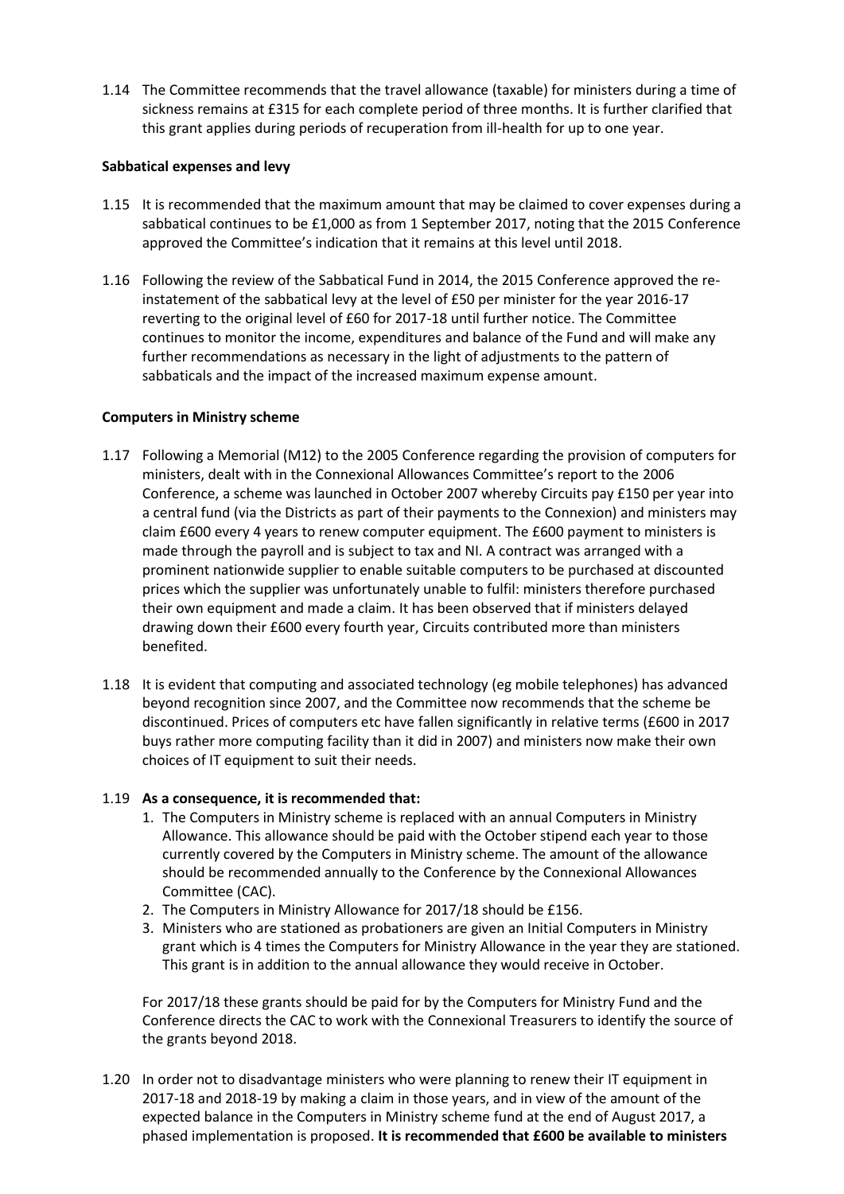1.14 The Committee recommends that the travel allowance (taxable) for ministers during a time of sickness remains at £315 for each complete period of three months. It is further clarified that this grant applies during periods of recuperation from ill-health for up to one year.

**Sabbatical expenses and levy**

1.15 It is recommended that the maximum amount that may be claimed to cover expenses during a sabbatical continues to be £1,000 as from 1 September 2017, noting that the 2015 Conference approved the Committee's indication that it remains at this level until 2018.

1.16 Following the review of the Sabbatical Fund in 2014, the 2015 Conference approved the re-instatement of the sabbatical levy at the level of £50 per minister for the year 2016-17 reverting to the original level of £60 for 2017-18 until further notice. The Committee continues to monitor the income, expenditures and balance of the Fund and will make any further recommendations as necessary in the light of adjustments to the pattern of sabbaticals and the impact of the increased maximum expense amount.

**Computers in Ministry scheme**

1.17 Following a Memorial (M12) to the 2005 Conference regarding the provision of computers for ministers, dealt with in the Connexional Allowances Committee's report to the 2006 Conference, a scheme was launched in October 2007 whereby Circuits pay £150 per year into a central fund (via the Districts as part of their payments to the Connexion) and ministers may claim £600 every 4 years to renew computer equipment. The £600 payment to ministers is made through the payroll and is subject to tax and NI. A contract was arranged with a prominent nationwide supplier to enable suitable computers to be purchased at discounted prices which the supplier was unfortunately unable to fulfil: ministers therefore purchased their own equipment and made a claim. It has been observed that if ministers delayed drawing down their £600 every fourth year, Circuits contributed more than ministers benefited.

1.18 It is evident that computing and associated technology (eg mobile telephones) has advanced beyond recognition since 2007, and the Committee now recommends that the scheme be discontinued. Prices of computers etc have fallen significantly in relative terms (£600 in 2017 buys rather more computing facility than it did in 2007) and ministers now make their own choices of IT equipment to suit their needs.

1.19 **As a consequence, it is recommended that:**

1. The Computers in Ministry scheme is replaced with an annual Computers in Ministry Allowance. This allowance should be paid with the October stipend each year to those currently covered by the Computers in Ministry scheme. The amount of the allowance should be recommended annually to the Conference by the Connexional Allowances Committee (CAC).
2. The Computers in Ministry Allowance for 2017/18 should be £156.
3. Ministers who are stationed as probationers are given an Initial Computers in Ministry grant which is 4 times the Computers for Ministry Allowance in the year they are stationed. This grant is in addition to the annual allowance they would receive in October.

For 2017/18 these grants should be paid for by the Computers for Ministry Fund and the Conference directs the CAC to work with the Connexional Treasurers to identify the source of the grants beyond 2018.

1.20 In order not to disadvantage ministers who were planning to renew their IT equipment in 2017-18 and 2018-19 by making a claim in those years, and in view of the amount of the expected balance in the Computers in Ministry scheme fund at the end of August 2017, a phased implementation is proposed. **It is recommended that £600 be available to ministers**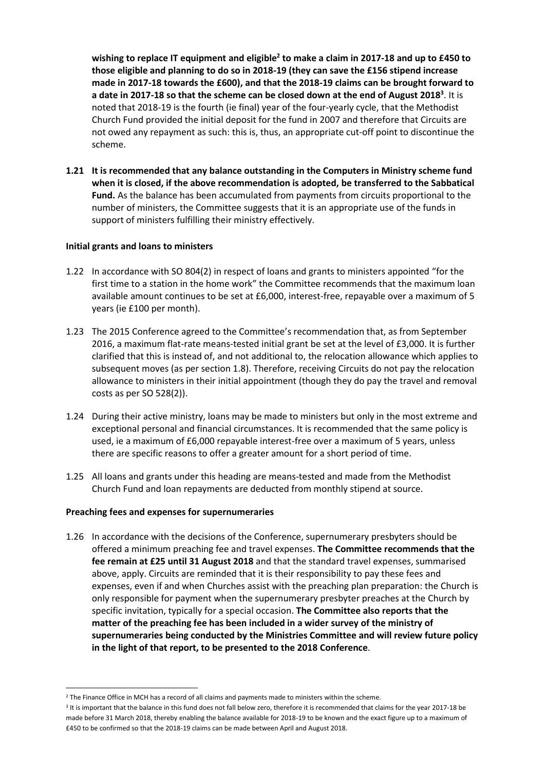**wishing to replace IT equipment and eligible[2] to make a claim in 2017-18 and up to £450 to those eligible and planning to do so in 2018-19 (they can save the £156 stipend increase made in 2017-18 towards the £600), and that the 2018-19 claims can be brought forward to a date in 2017-18 so that the scheme can be closed down at the end of August 2018[3]**. It is noted that 2018-19 is the fourth (ie final) year of the four-yearly cycle, that the Methodist Church Fund provided the initial deposit for the fund in 2007 and therefore that Circuits are not owed any repayment as such: this is, thus, an appropriate cut-off point to discontinue the scheme.

**1.21 It is recommended that any balance outstanding in the Computers in Ministry scheme fund when it is closed, if the above recommendation is adopted, be transferred to the Sabbatical Fund.** As the balance has been accumulated from payments from circuits proportional to the number of ministers, the Committee suggests that it is an appropriate use of the funds in support of ministers fulfilling their ministry effectively.

**Initial grants and loans to ministers**

1.22 In accordance with SO 804(2) in respect of loans and grants to ministers appointed "for the first time to a station in the home work" the Committee recommends that the maximum loan available amount continues to be set at £6,000, interest-free, repayable over a maximum of 5 years (ie £100 per month).

1.23 The 2015 Conference agreed to the Committee's recommendation that, as from September 2016, a maximum flat-rate means-tested initial grant be set at the level of £3,000. It is further clarified that this is instead of, and not additional to, the relocation allowance which applies to subsequent moves (as per section 1.8). Therefore, receiving Circuits do not pay the relocation allowance to ministers in their initial appointment (though they do pay the travel and removal costs as per SO 528(2)).

1.24 During their active ministry, loans may be made to ministers but only in the most extreme and exceptional personal and financial circumstances. It is recommended that the same policy is used, ie a maximum of £6,000 repayable interest-free over a maximum of 5 years, unless there are specific reasons to offer a greater amount for a short period of time.

1.25 All loans and grants under this heading are means-tested and made from the Methodist Church Fund and loan repayments are deducted from monthly stipend at source.

**Preaching fees and expenses for supernumeraries**

1.26 In accordance with the decisions of the Conference, supernumerary presbyters should be offered a minimum preaching fee and travel expenses. **The Committee recommends that the fee remain at £25 until 31 August 2018** and that the standard travel expenses, summarised above, apply. Circuits are reminded that it is their responsibility to pay these fees and expenses, even if and when Churches assist with the preaching plan preparation: the Church is only responsible for payment when the supernumerary presbyter preaches at the Church by specific invitation, typically for a special occasion. **The Committee also reports that the matter of the preaching fee has been included in a wider survey of the ministry of supernumeraries being conducted by the Ministries Committee and will review future policy in the light of that report, to be presented to the 2018 Conference**.

[2] The Finance Office in MCH has a record of all claims and payments made to ministers within the scheme.

[3] It is important that the balance in this fund does not fall below zero, therefore it is recommended that claims for the year 2017-18 be made before 31 March 2018, thereby enabling the balance available for 2018-19 to be known and the exact figure up to a maximum of £450 to be confirmed so that the 2018-19 claims can be made between April and August 2018.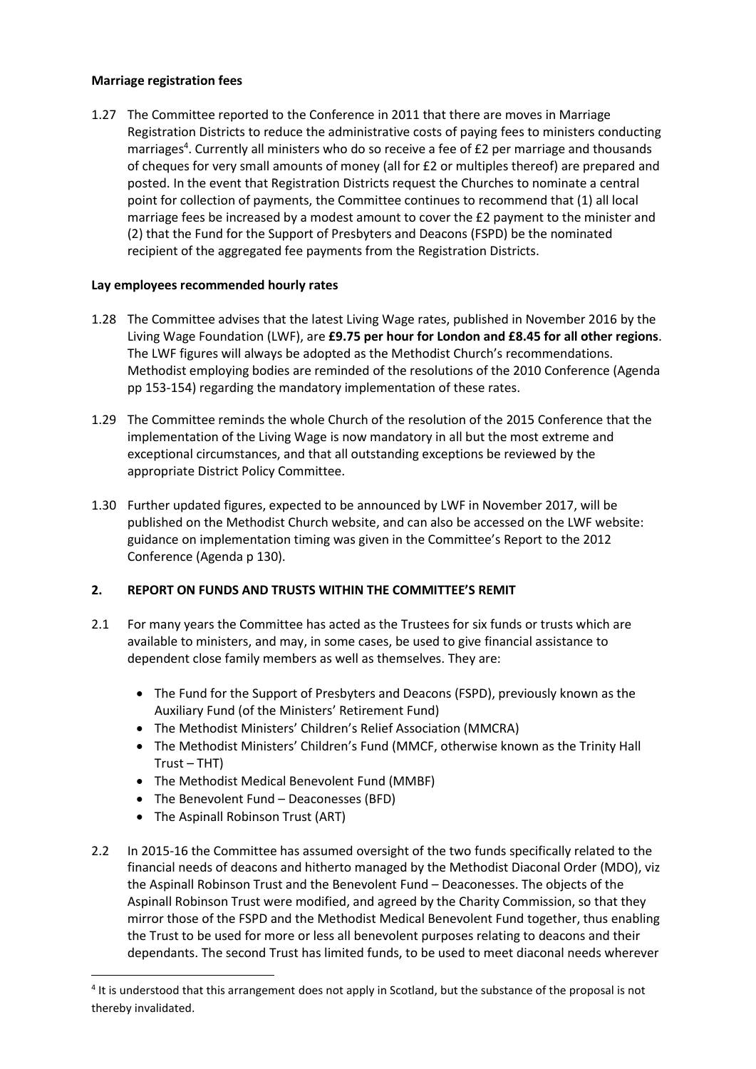**Marriage registration fees**

1.27 The Committee reported to the Conference in 2011 that there are moves in Marriage Registration Districts to reduce the administrative costs of paying fees to ministers conducting marriages[4]. Currently all ministers who do so receive a fee of £2 per marriage and thousands of cheques for very small amounts of money (all for £2 or multiples thereof) are prepared and posted. In the event that Registration Districts request the Churches to nominate a central point for collection of payments, the Committee continues to recommend that (1) all local marriage fees be increased by a modest amount to cover the £2 payment to the minister and (2) that the Fund for the Support of Presbyters and Deacons (FSPD) be the nominated recipient of the aggregated fee payments from the Registration Districts.

**Lay employees recommended hourly rates**

1.28 The Committee advises that the latest Living Wage rates, published in November 2016 by the Living Wage Foundation (LWF), are **£9.75 per hour for London and £8.45 for all other regions**. The LWF figures will always be adopted as the Methodist Church's recommendations. Methodist employing bodies are reminded of the resolutions of the 2010 Conference (Agenda pp 153-154) regarding the mandatory implementation of these rates.

1.29 The Committee reminds the whole Church of the resolution of the 2015 Conference that the implementation of the Living Wage is now mandatory in all but the most extreme and exceptional circumstances, and that all outstanding exceptions be reviewed by the appropriate District Policy Committee.

1.30 Further updated figures, expected to be announced by LWF in November 2017, will be published on the Methodist Church website, and can also be accessed on the LWF website: guidance on implementation timing was given in the Committee's Report to the 2012 Conference (Agenda p 130).

## 2. REPORT ON FUNDS AND TRUSTS WITHIN THE COMMITTEE'S REMIT

2.1 For many years the Committee has acted as the Trustees for six funds or trusts which are available to ministers, and may, in some cases, be used to give financial assistance to dependent close family members as well as themselves. They are:

- The Fund for the Support of Presbyters and Deacons (FSPD), previously known as the Auxiliary Fund (of the Ministers' Retirement Fund)
- The Methodist Ministers' Children's Relief Association (MMCRA)
- The Methodist Ministers' Children's Fund (MMCF, otherwise known as the Trinity Hall Trust – THT)
- The Methodist Medical Benevolent Fund (MMBF)
- The Benevolent Fund – Deaconesses (BFD)
- The Aspinall Robinson Trust (ART)

2.2 In 2015-16 the Committee has assumed oversight of the two funds specifically related to the financial needs of deacons and hitherto managed by the Methodist Diaconal Order (MDO), viz the Aspinall Robinson Trust and the Benevolent Fund – Deaconesses. The objects of the Aspinall Robinson Trust were modified, and agreed by the Charity Commission, so that they mirror those of the FSPD and the Methodist Medical Benevolent Fund together, thus enabling the Trust to be used for more or less all benevolent purposes relating to deacons and their dependants. The second Trust has limited funds, to be used to meet diaconal needs wherever

[4] It is understood that this arrangement does not apply in Scotland, but the substance of the proposal is not thereby invalidated.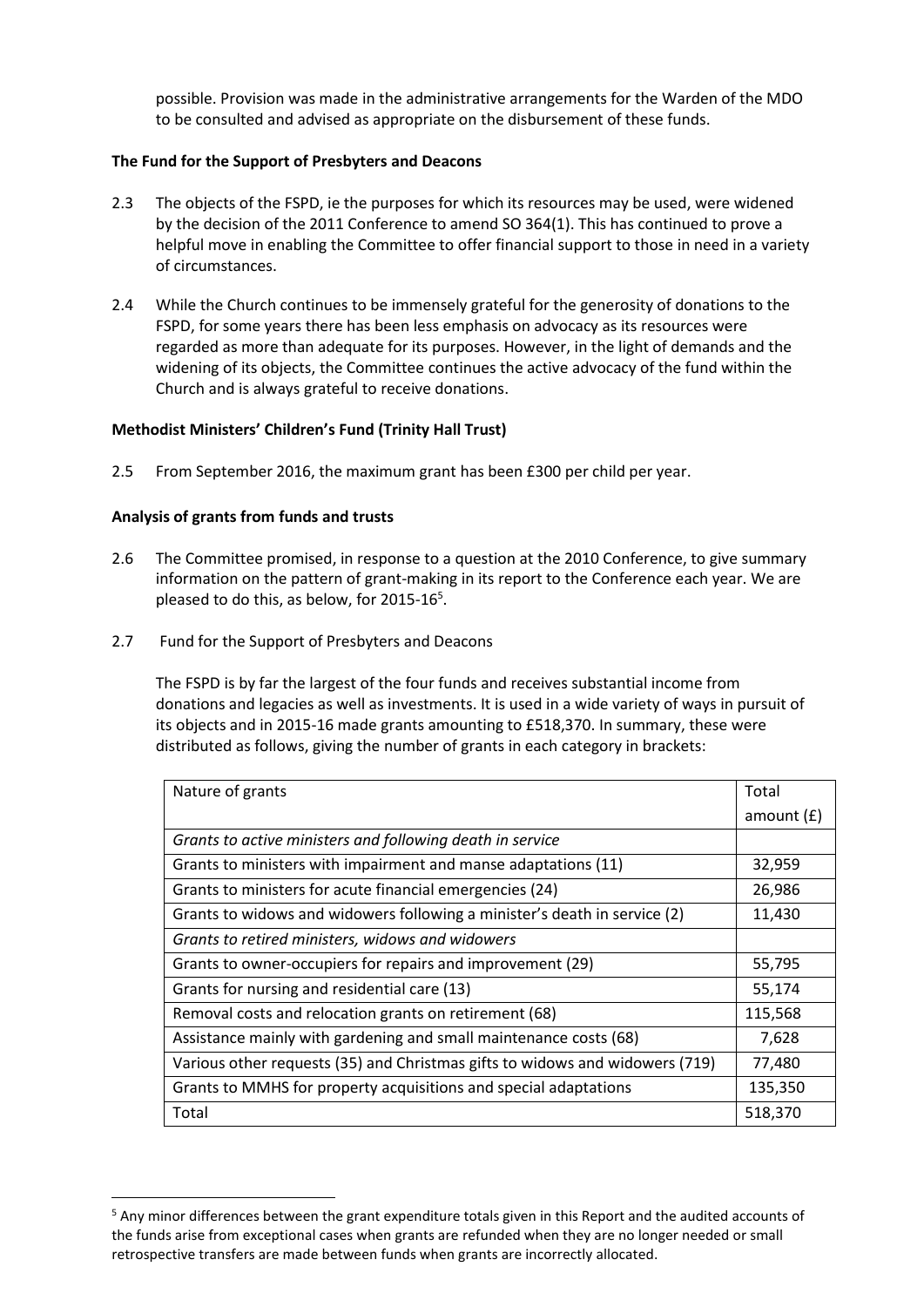possible. Provision was made in the administrative arrangements for the Warden of the MDO to be consulted and advised as appropriate on the disbursement of these funds.

**The Fund for the Support of Presbyters and Deacons**

2.3 The objects of the FSPD, ie the purposes for which its resources may be used, were widened by the decision of the 2011 Conference to amend SO 364(1). This has continued to prove a helpful move in enabling the Committee to offer financial support to those in need in a variety of circumstances.

2.4 While the Church continues to be immensely grateful for the generosity of donations to the FSPD, for some years there has been less emphasis on advocacy as its resources were regarded as more than adequate for its purposes. However, in the light of demands and the widening of its objects, the Committee continues the active advocacy of the fund within the Church and is always grateful to receive donations.

**Methodist Ministers' Children's Fund (Trinity Hall Trust)**

2.5 From September 2016, the maximum grant has been £300 per child per year.

**Analysis of grants from funds and trusts**

2.6 The Committee promised, in response to a question at the 2010 Conference, to give summary information on the pattern of grant-making in its report to the Conference each year. We are pleased to do this, as below, for 2015-16[5].

2.7 Fund for the Support of Presbyters and Deacons

The FSPD is by far the largest of the four funds and receives substantial income from donations and legacies as well as investments. It is used in a wide variety of ways in pursuit of its objects and in 2015-16 made grants amounting to £518,370. In summary, these were distributed as follows, giving the number of grants in each category in brackets:

| Nature of grants | Total amount (£) |
|---|---|
| *Grants to active ministers and following death in service* | |
| Grants to ministers with impairment and manse adaptations (11) | 32,959 |
| Grants to ministers for acute financial emergencies (24) | 26,986 |
| Grants to widows and widowers following a minister's death in service (2) | 11,430 |
| *Grants to retired ministers, widows and widowers* | |
| Grants to owner-occupiers for repairs and improvement (29) | 55,795 |
| Grants for nursing and residential care (13) | 55,174 |
| Removal costs and relocation grants on retirement (68) | 115,568 |
| Assistance mainly with gardening and small maintenance costs (68) | 7,628 |
| Various other requests (35) and Christmas gifts to widows and widowers (719) | 77,480 |
| Grants to MMHS for property acquisitions and special adaptations | 135,350 |
| Total | 518,370 |

[5] Any minor differences between the grant expenditure totals given in this Report and the audited accounts of the funds arise from exceptional cases when grants are refunded when they are no longer needed or small retrospective transfers are made between funds when grants are incorrectly allocated.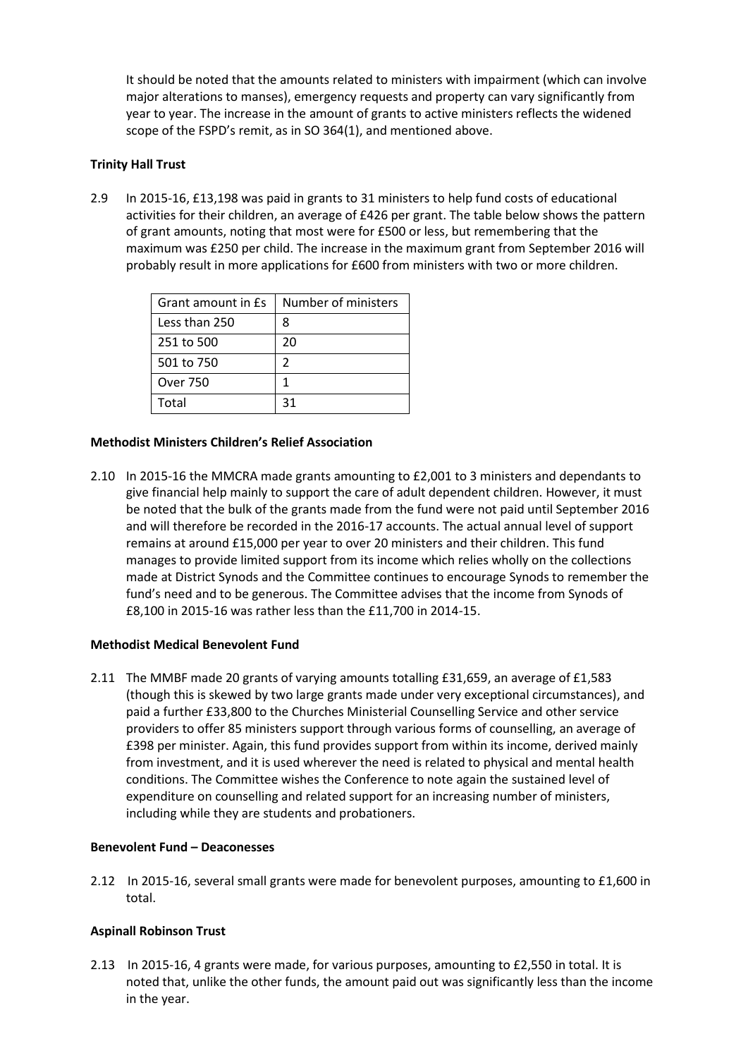It should be noted that the amounts related to ministers with impairment (which can involve major alterations to manses), emergency requests and property can vary significantly from year to year. The increase in the amount of grants to active ministers reflects the widened scope of the FSPD's remit, as in SO 364(1), and mentioned above.

**Trinity Hall Trust**

2.9 In 2015-16, £13,198 was paid in grants to 31 ministers to help fund costs of educational activities for their children, an average of £426 per grant. The table below shows the pattern of grant amounts, noting that most were for £500 or less, but remembering that the maximum was £250 per child. The increase in the maximum grant from September 2016 will probably result in more applications for £600 from ministers with two or more children.

| Grant amount in £s | Number of ministers |
|---|---|
| Less than 250 | 8 |
| 251 to 500 | 20 |
| 501 to 750 | 2 |
| Over 750 | 1 |
| Total | 31 |

**Methodist Ministers Children's Relief Association**

2.10 In 2015-16 the MMCRA made grants amounting to £2,001 to 3 ministers and dependants to give financial help mainly to support the care of adult dependent children. However, it must be noted that the bulk of the grants made from the fund were not paid until September 2016 and will therefore be recorded in the 2016-17 accounts. The actual annual level of support remains at around £15,000 per year to over 20 ministers and their children. This fund manages to provide limited support from its income which relies wholly on the collections made at District Synods and the Committee continues to encourage Synods to remember the fund's need and to be generous. The Committee advises that the income from Synods of £8,100 in 2015-16 was rather less than the £11,700 in 2014-15.

**Methodist Medical Benevolent Fund**

2.11 The MMBF made 20 grants of varying amounts totalling £31,659, an average of £1,583 (though this is skewed by two large grants made under very exceptional circumstances), and paid a further £33,800 to the Churches Ministerial Counselling Service and other service providers to offer 85 ministers support through various forms of counselling, an average of £398 per minister. Again, this fund provides support from within its income, derived mainly from investment, and it is used wherever the need is related to physical and mental health conditions. The Committee wishes the Conference to note again the sustained level of expenditure on counselling and related support for an increasing number of ministers, including while they are students and probationers.

**Benevolent Fund – Deaconesses**

2.12 In 2015-16, several small grants were made for benevolent purposes, amounting to £1,600 in total.

**Aspinall Robinson Trust**

2.13 In 2015-16, 4 grants were made, for various purposes, amounting to £2,550 in total. It is noted that, unlike the other funds, the amount paid out was significantly less than the income in the year.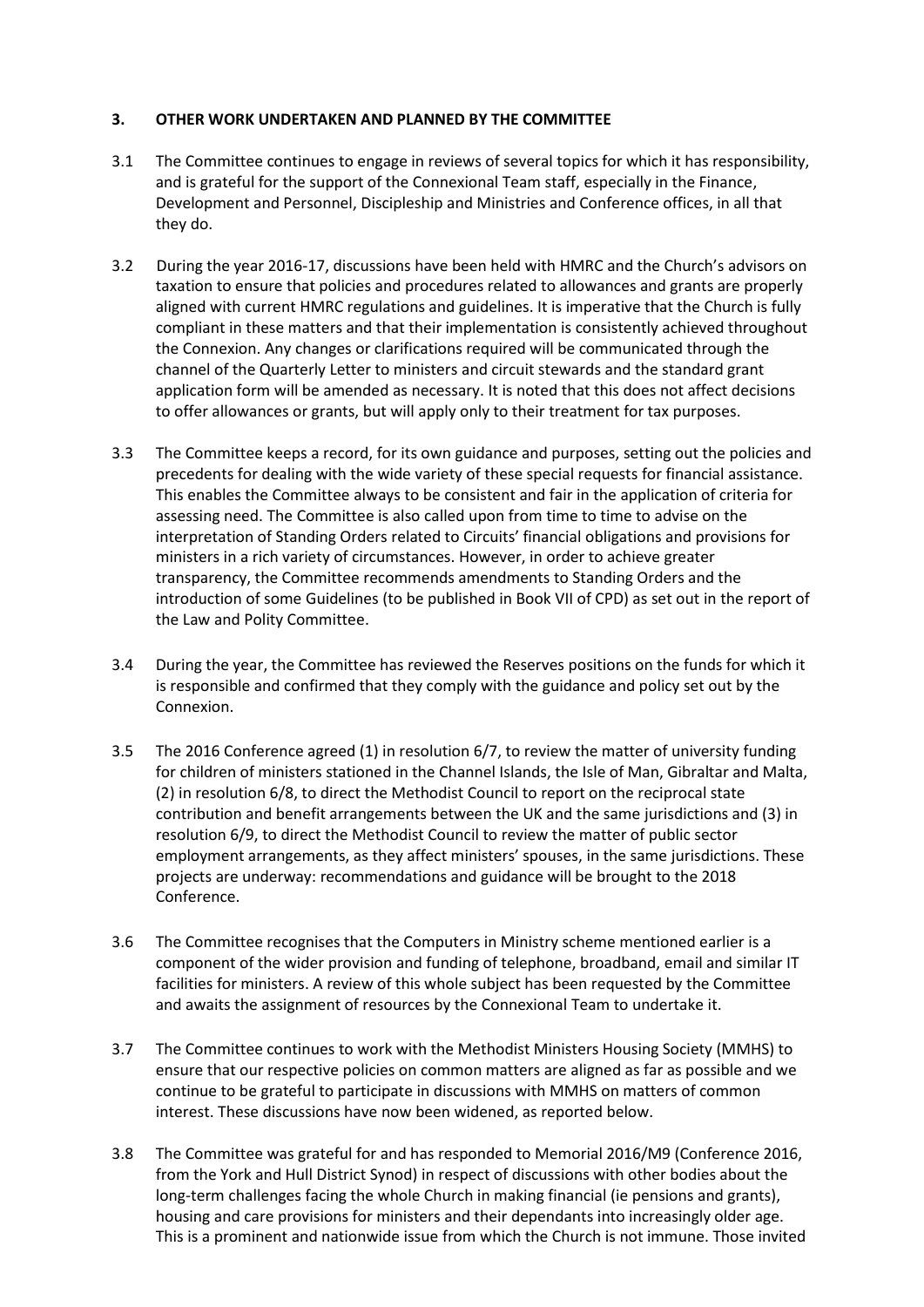### 3. OTHER WORK UNDERTAKEN AND PLANNED BY THE COMMITTEE

3.1 The Committee continues to engage in reviews of several topics for which it has responsibility, and is grateful for the support of the Connexional Team staff, especially in the Finance, Development and Personnel, Discipleship and Ministries and Conference offices, in all that they do.

3.2 During the year 2016-17, discussions have been held with HMRC and the Church's advisors on taxation to ensure that policies and procedures related to allowances and grants are properly aligned with current HMRC regulations and guidelines. It is imperative that the Church is fully compliant in these matters and that their implementation is consistently achieved throughout the Connexion. Any changes or clarifications required will be communicated through the channel of the Quarterly Letter to ministers and circuit stewards and the standard grant application form will be amended as necessary. It is noted that this does not affect decisions to offer allowances or grants, but will apply only to their treatment for tax purposes.

3.3 The Committee keeps a record, for its own guidance and purposes, setting out the policies and precedents for dealing with the wide variety of these special requests for financial assistance. This enables the Committee always to be consistent and fair in the application of criteria for assessing need. The Committee is also called upon from time to time to advise on the interpretation of Standing Orders related to Circuits' financial obligations and provisions for ministers in a rich variety of circumstances. However, in order to achieve greater transparency, the Committee recommends amendments to Standing Orders and the introduction of some Guidelines (to be published in Book VII of CPD) as set out in the report of the Law and Polity Committee.

3.4 During the year, the Committee has reviewed the Reserves positions on the funds for which it is responsible and confirmed that they comply with the guidance and policy set out by the Connexion.

3.5 The 2016 Conference agreed (1) in resolution 6/7, to review the matter of university funding for children of ministers stationed in the Channel Islands, the Isle of Man, Gibraltar and Malta, (2) in resolution 6/8, to direct the Methodist Council to report on the reciprocal state contribution and benefit arrangements between the UK and the same jurisdictions and (3) in resolution 6/9, to direct the Methodist Council to review the matter of public sector employment arrangements, as they affect ministers' spouses, in the same jurisdictions. These projects are underway: recommendations and guidance will be brought to the 2018 Conference.

3.6 The Committee recognises that the Computers in Ministry scheme mentioned earlier is a component of the wider provision and funding of telephone, broadband, email and similar IT facilities for ministers. A review of this whole subject has been requested by the Committee and awaits the assignment of resources by the Connexional Team to undertake it.

3.7 The Committee continues to work with the Methodist Ministers Housing Society (MMHS) to ensure that our respective policies on common matters are aligned as far as possible and we continue to be grateful to participate in discussions with MMHS on matters of common interest. These discussions have now been widened, as reported below.

3.8 The Committee was grateful for and has responded to Memorial 2016/M9 (Conference 2016, from the York and Hull District Synod) in respect of discussions with other bodies about the long-term challenges facing the whole Church in making financial (ie pensions and grants), housing and care provisions for ministers and their dependants into increasingly older age. This is a prominent and nationwide issue from which the Church is not immune. Those invited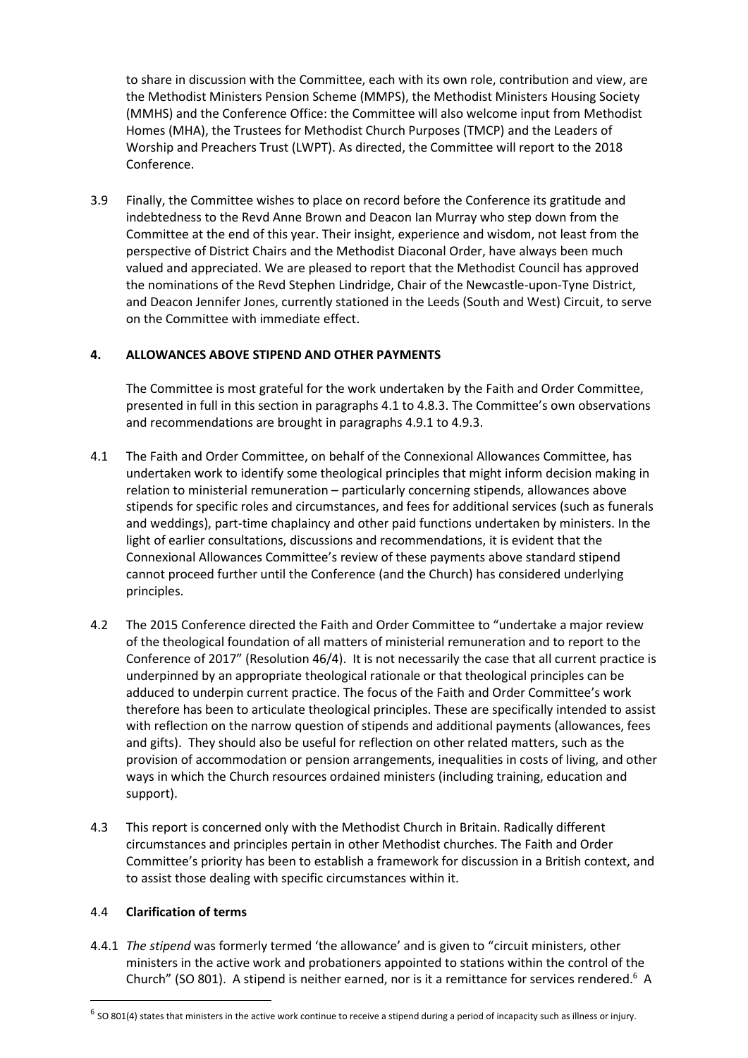to share in discussion with the Committee, each with its own role, contribution and view, are the Methodist Ministers Pension Scheme (MMPS), the Methodist Ministers Housing Society (MMHS) and the Conference Office: the Committee will also welcome input from Methodist Homes (MHA), the Trustees for Methodist Church Purposes (TMCP) and the Leaders of Worship and Preachers Trust (LWPT). As directed, the Committee will report to the 2018 Conference.

3.9 Finally, the Committee wishes to place on record before the Conference its gratitude and indebtedness to the Revd Anne Brown and Deacon Ian Murray who step down from the Committee at the end of this year. Their insight, experience and wisdom, not least from the perspective of District Chairs and the Methodist Diaconal Order, have always been much valued and appreciated. We are pleased to report that the Methodist Council has approved the nominations of the Revd Stephen Lindridge, Chair of the Newcastle-upon-Tyne District, and Deacon Jennifer Jones, currently stationed in the Leeds (South and West) Circuit, to serve on the Committee with immediate effect.

## 4. ALLOWANCES ABOVE STIPEND AND OTHER PAYMENTS

The Committee is most grateful for the work undertaken by the Faith and Order Committee, presented in full in this section in paragraphs 4.1 to 4.8.3. The Committee's own observations and recommendations are brought in paragraphs 4.9.1 to 4.9.3.

4.1 The Faith and Order Committee, on behalf of the Connexional Allowances Committee, has undertaken work to identify some theological principles that might inform decision making in relation to ministerial remuneration – particularly concerning stipends, allowances above stipends for specific roles and circumstances, and fees for additional services (such as funerals and weddings), part-time chaplaincy and other paid functions undertaken by ministers. In the light of earlier consultations, discussions and recommendations, it is evident that the Connexional Allowances Committee's review of these payments above standard stipend cannot proceed further until the Conference (and the Church) has considered underlying principles.

4.2 The 2015 Conference directed the Faith and Order Committee to "undertake a major review of the theological foundation of all matters of ministerial remuneration and to report to the Conference of 2017" (Resolution 46/4). It is not necessarily the case that all current practice is underpinned by an appropriate theological rationale or that theological principles can be adduced to underpin current practice. The focus of the Faith and Order Committee's work therefore has been to articulate theological principles. These are specifically intended to assist with reflection on the narrow question of stipends and additional payments (allowances, fees and gifts). They should also be useful for reflection on other related matters, such as the provision of accommodation or pension arrangements, inequalities in costs of living, and other ways in which the Church resources ordained ministers (including training, education and support).

4.3 This report is concerned only with the Methodist Church in Britain. Radically different circumstances and principles pertain in other Methodist churches. The Faith and Order Committee's priority has been to establish a framework for discussion in a British context, and to assist those dealing with specific circumstances within it.

### 4.4 Clarification of terms

4.4.1 *The stipend* was formerly termed 'the allowance' and is given to "circuit ministers, other ministers in the active work and probationers appointed to stations within the control of the Church" (SO 801). A stipend is neither earned, nor is it a remittance for services rendered.[6] A

[6] SO 801(4) states that ministers in the active work continue to receive a stipend during a period of incapacity such as illness or injury.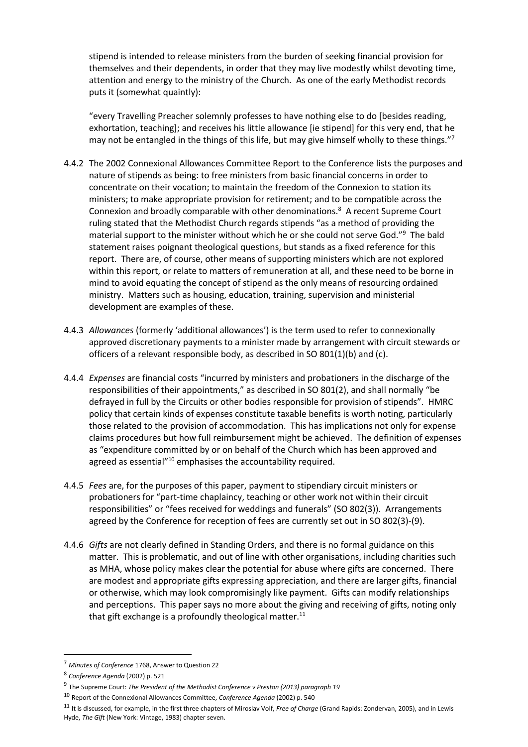stipend is intended to release ministers from the burden of seeking financial provision for themselves and their dependents, in order that they may live modestly whilst devoting time, attention and energy to the ministry of the Church. As one of the early Methodist records puts it (somewhat quaintly):

> "every Travelling Preacher solemnly professes to have nothing else to do [besides reading, exhortation, teaching]; and receives his little allowance [ie stipend] for this very end, that he may not be entangled in the things of this life, but may give himself wholly to these things."[7]

4.4.2 The 2002 Connexional Allowances Committee Report to the Conference lists the purposes and nature of stipends as being: to free ministers from basic financial concerns in order to concentrate on their vocation; to maintain the freedom of the Connexion to station its ministers; to make appropriate provision for retirement; and to be compatible across the Connexion and broadly comparable with other denominations.[8] A recent Supreme Court ruling stated that the Methodist Church regards stipends "as a method of providing the material support to the minister without which he or she could not serve God."[9] The bald statement raises poignant theological questions, but stands as a fixed reference for this report. There are, of course, other means of supporting ministers which are not explored within this report, or relate to matters of remuneration at all, and these need to be borne in mind to avoid equating the concept of stipend as the only means of resourcing ordained ministry. Matters such as housing, education, training, supervision and ministerial development are examples of these.

4.4.3 *Allowances* (formerly 'additional allowances') is the term used to refer to connexionally approved discretionary payments to a minister made by arrangement with circuit stewards or officers of a relevant responsible body, as described in SO 801(1)(b) and (c).

4.4.4 *Expenses* are financial costs "incurred by ministers and probationers in the discharge of the responsibilities of their appointments," as described in SO 801(2), and shall normally "be defrayed in full by the Circuits or other bodies responsible for provision of stipends". HMRC policy that certain kinds of expenses constitute taxable benefits is worth noting, particularly those related to the provision of accommodation. This has implications not only for expense claims procedures but how full reimbursement might be achieved. The definition of expenses as "expenditure committed by or on behalf of the Church which has been approved and agreed as essential"[10] emphasises the accountability required.

4.4.5 *Fees* are, for the purposes of this paper, payment to stipendiary circuit ministers or probationers for "part-time chaplaincy, teaching or other work not within their circuit responsibilities" or "fees received for weddings and funerals" (SO 802(3)). Arrangements agreed by the Conference for reception of fees are currently set out in SO 802(3)-(9).

4.4.6 *Gifts* are not clearly defined in Standing Orders, and there is no formal guidance on this matter. This is problematic, and out of line with other organisations, including charities such as MHA, whose policy makes clear the potential for abuse where gifts are concerned. There are modest and appropriate gifts expressing appreciation, and there are larger gifts, financial or otherwise, which may look compromisingly like payment. Gifts can modify relationships and perceptions. This paper says no more about the giving and receiving of gifts, noting only that gift exchange is a profoundly theological matter.[11]

---

[7] *Minutes of Conference* 1768, Answer to Question 22

[8] *Conference Agenda* (2002) p. 521

[9] The Supreme Court: *The President of the Methodist Conference v Preston (2013) paragraph 19*

[10] Report of the Connexional Allowances Committee, *Conference Agenda* (2002) p. 540

[11] It is discussed, for example, in the first three chapters of Miroslav Volf, *Free of Charge* (Grand Rapids: Zondervan, 2005), and in Lewis Hyde, *The Gift* (New York: Vintage, 1983) chapter seven.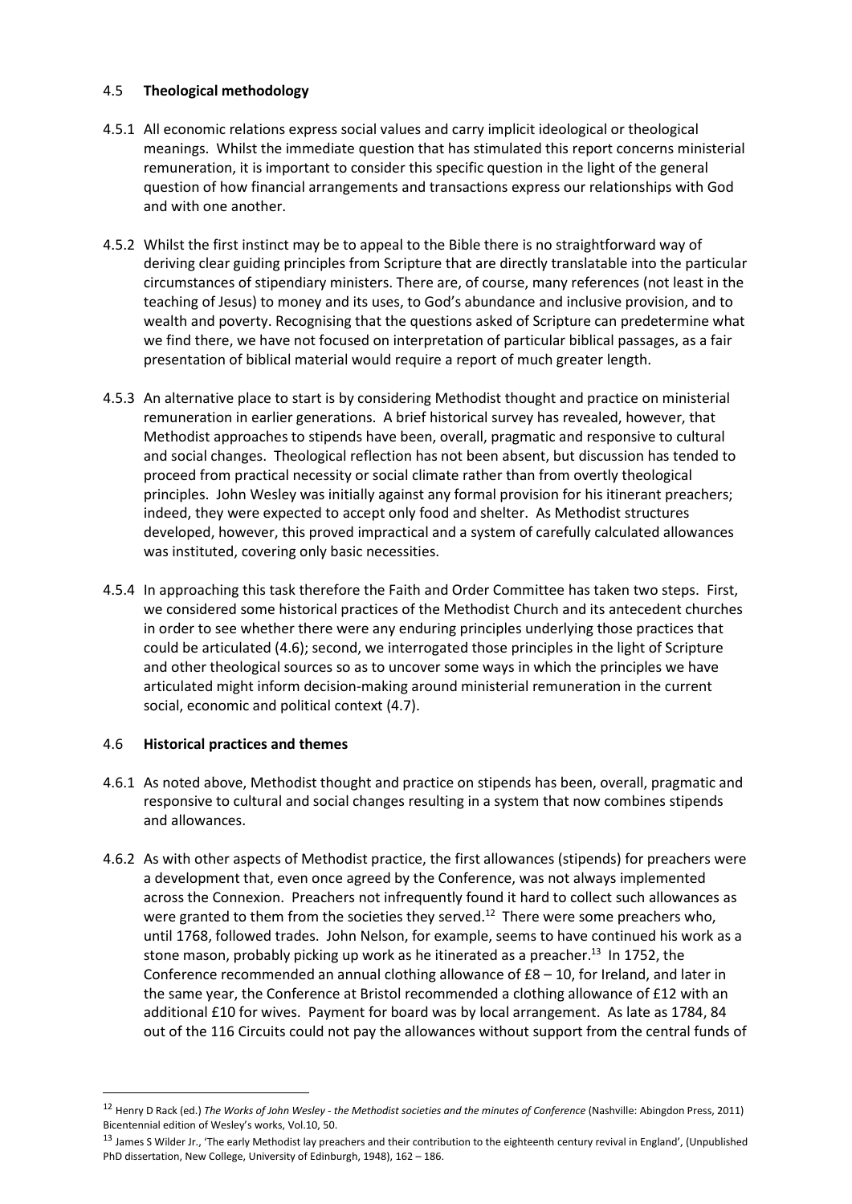## 4.5 **Theological methodology**

4.5.1 All economic relations express social values and carry implicit ideological or theological meanings. Whilst the immediate question that has stimulated this report concerns ministerial remuneration, it is important to consider this specific question in the light of the general question of how financial arrangements and transactions express our relationships with God and with one another.

4.5.2 Whilst the first instinct may be to appeal to the Bible there is no straightforward way of deriving clear guiding principles from Scripture that are directly translatable into the particular circumstances of stipendiary ministers. There are, of course, many references (not least in the teaching of Jesus) to money and its uses, to God's abundance and inclusive provision, and to wealth and poverty. Recognising that the questions asked of Scripture can predetermine what we find there, we have not focused on interpretation of particular biblical passages, as a fair presentation of biblical material would require a report of much greater length.

4.5.3 An alternative place to start is by considering Methodist thought and practice on ministerial remuneration in earlier generations. A brief historical survey has revealed, however, that Methodist approaches to stipends have been, overall, pragmatic and responsive to cultural and social changes. Theological reflection has not been absent, but discussion has tended to proceed from practical necessity or social climate rather than from overtly theological principles. John Wesley was initially against any formal provision for his itinerant preachers; indeed, they were expected to accept only food and shelter. As Methodist structures developed, however, this proved impractical and a system of carefully calculated allowances was instituted, covering only basic necessities.

4.5.4 In approaching this task therefore the Faith and Order Committee has taken two steps. First, we considered some historical practices of the Methodist Church and its antecedent churches in order to see whether there were any enduring principles underlying those practices that could be articulated (4.6); second, we interrogated those principles in the light of Scripture and other theological sources so as to uncover some ways in which the principles we have articulated might inform decision-making around ministerial remuneration in the current social, economic and political context (4.7).

## 4.6 **Historical practices and themes**

4.6.1 As noted above, Methodist thought and practice on stipends has been, overall, pragmatic and responsive to cultural and social changes resulting in a system that now combines stipends and allowances.

4.6.2 As with other aspects of Methodist practice, the first allowances (stipends) for preachers were a development that, even once agreed by the Conference, was not always implemented across the Connexion. Preachers not infrequently found it hard to collect such allowances as were granted to them from the societies they served.[12] There were some preachers who, until 1768, followed trades. John Nelson, for example, seems to have continued his work as a stone mason, probably picking up work as he itinerated as a preacher.[13] In 1752, the Conference recommended an annual clothing allowance of £8 – 10, for Ireland, and later in the same year, the Conference at Bristol recommended a clothing allowance of £12 with an additional £10 for wives. Payment for board was by local arrangement. As late as 1784, 84 out of the 116 Circuits could not pay the allowances without support from the central funds of

---

[12] Henry D Rack (ed.) *The Works of John Wesley - the Methodist societies and the minutes of Conference* (Nashville: Abingdon Press, 2011) Bicentennial edition of Wesley's works, Vol.10, 50.

[13] James S Wilder Jr., 'The early Methodist lay preachers and their contribution to the eighteenth century revival in England', (Unpublished PhD dissertation, New College, University of Edinburgh, 1948), 162 – 186.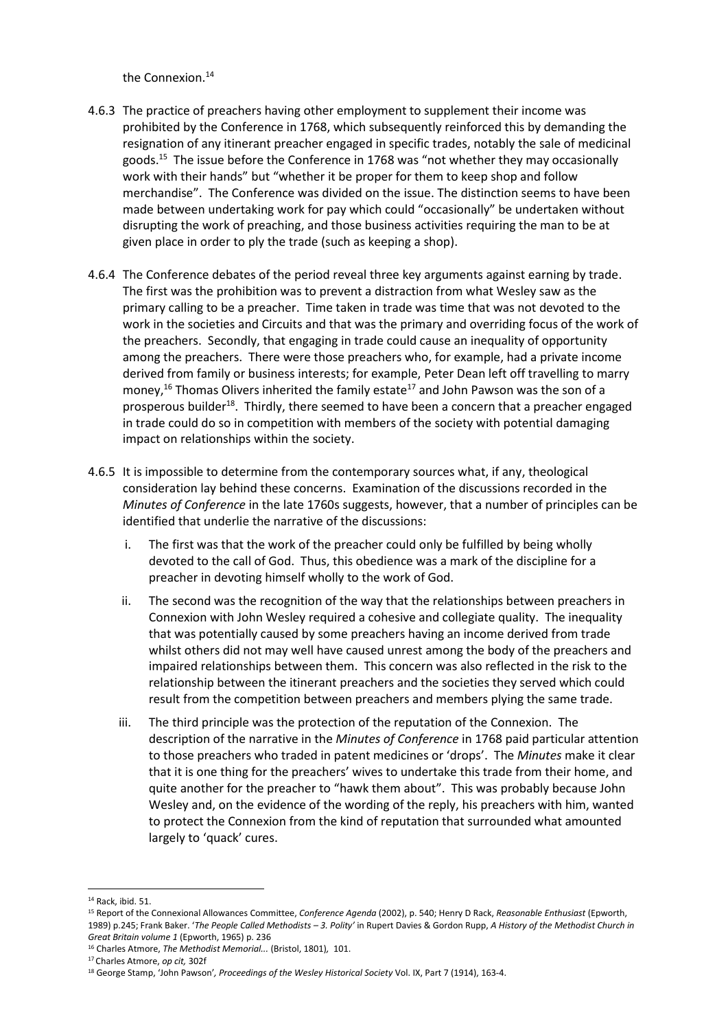the Connexion.[14]

4.6.3 The practice of preachers having other employment to supplement their income was prohibited by the Conference in 1768, which subsequently reinforced this by demanding the resignation of any itinerant preacher engaged in specific trades, notably the sale of medicinal goods.[15] The issue before the Conference in 1768 was "not whether they may occasionally work with their hands" but "whether it be proper for them to keep shop and follow merchandise". The Conference was divided on the issue. The distinction seems to have been made between undertaking work for pay which could "occasionally" be undertaken without disrupting the work of preaching, and those business activities requiring the man to be at given place in order to ply the trade (such as keeping a shop).

4.6.4 The Conference debates of the period reveal three key arguments against earning by trade. The first was the prohibition was to prevent a distraction from what Wesley saw as the primary calling to be a preacher. Time taken in trade was time that was not devoted to the work in the societies and Circuits and that was the primary and overriding focus of the work of the preachers. Secondly, that engaging in trade could cause an inequality of opportunity among the preachers. There were those preachers who, for example, had a private income derived from family or business interests; for example, Peter Dean left off travelling to marry money,[16] Thomas Olivers inherited the family estate[17] and John Pawson was the son of a prosperous builder[18]. Thirdly, there seemed to have been a concern that a preacher engaged in trade could do so in competition with members of the society with potential damaging impact on relationships within the society.

4.6.5 It is impossible to determine from the contemporary sources what, if any, theological consideration lay behind these concerns. Examination of the discussions recorded in the *Minutes of Conference* in the late 1760s suggests, however, that a number of principles can be identified that underlie the narrative of the discussions:

i. The first was that the work of the preacher could only be fulfilled by being wholly devoted to the call of God. Thus, this obedience was a mark of the discipline for a preacher in devoting himself wholly to the work of God.

ii. The second was the recognition of the way that the relationships between preachers in Connexion with John Wesley required a cohesive and collegiate quality. The inequality that was potentially caused by some preachers having an income derived from trade whilst others did not may well have caused unrest among the body of the preachers and impaired relationships between them. This concern was also reflected in the risk to the relationship between the itinerant preachers and the societies they served which could result from the competition between preachers and members plying the same trade.

iii. The third principle was the protection of the reputation of the Connexion. The description of the narrative in the *Minutes of Conference* in 1768 paid particular attention to those preachers who traded in patent medicines or 'drops'. The *Minutes* make it clear that it is one thing for the preachers' wives to undertake this trade from their home, and quite another for the preacher to "hawk them about". This was probably because John Wesley and, on the evidence of the wording of the reply, his preachers with him, wanted to protect the Connexion from the kind of reputation that surrounded what amounted largely to 'quack' cures.

---

[14] Rack, ibid. 51.

[15] Report of the Connexional Allowances Committee, *Conference Agenda* (2002), p. 540; Henry D Rack, *Reasonable Enthusiast* (Epworth, 1989) p.245; Frank Baker. '*The People Called Methodists – 3. Polity'* in Rupert Davies & Gordon Rupp, *A History of the Methodist Church in Great Britain volume 1* (Epworth, 1965) p. 236

[16] Charles Atmore, *The Methodist Memorial...* (Bristol, 1801), 101.

[17] Charles Atmore, *op cit,* 302f

[18] George Stamp, 'John Pawson', *Proceedings of the Wesley Historical Society* Vol. IX, Part 7 (1914), 163-4.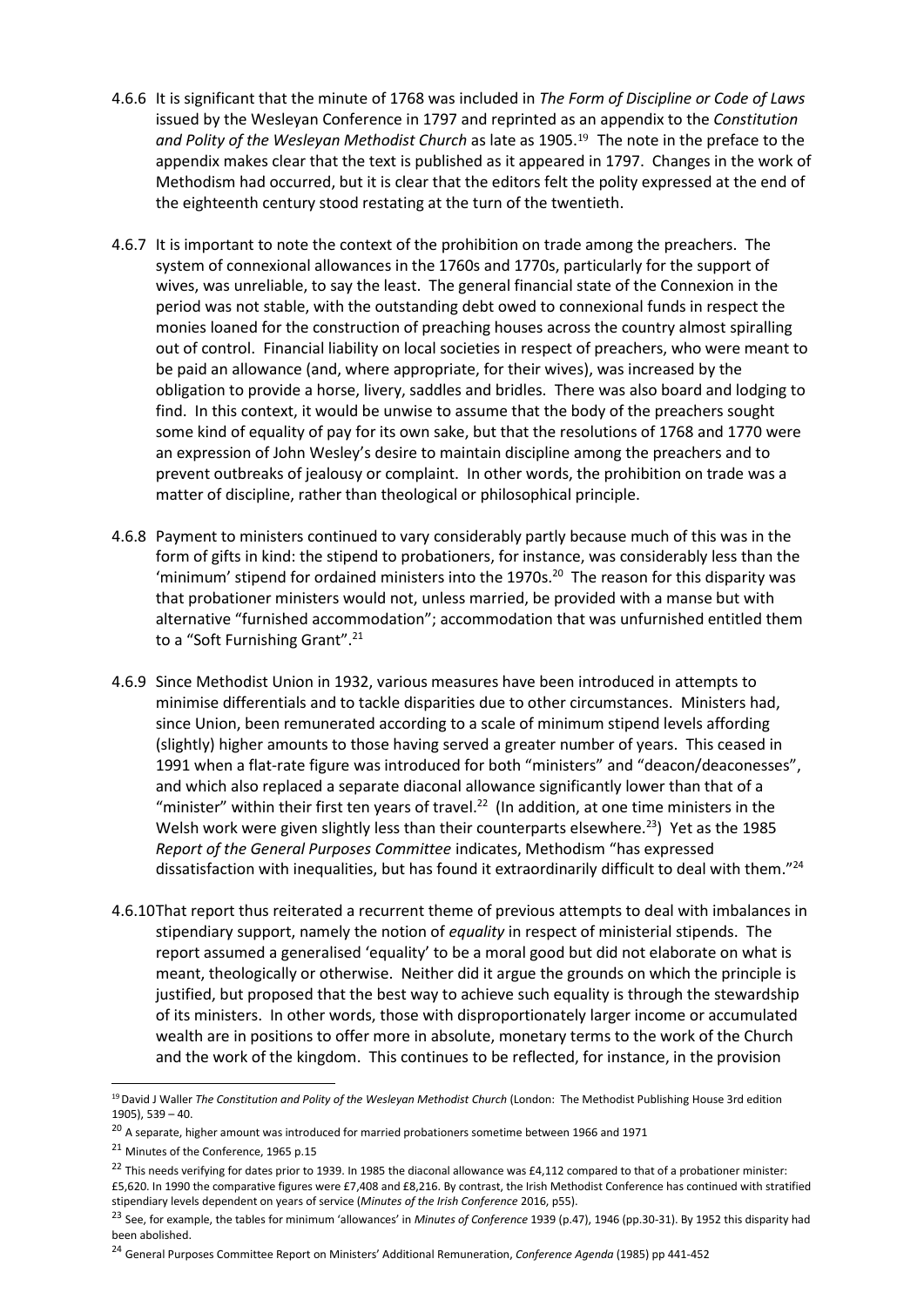4.6.6 It is significant that the minute of 1768 was included in *The Form of Discipline or Code of Laws* issued by the Wesleyan Conference in 1797 and reprinted as an appendix to the *Constitution and Polity of the Wesleyan Methodist Church* as late as 1905.[19] The note in the preface to the appendix makes clear that the text is published as it appeared in 1797. Changes in the work of Methodism had occurred, but it is clear that the editors felt the polity expressed at the end of the eighteenth century stood restating at the turn of the twentieth.

4.6.7 It is important to note the context of the prohibition on trade among the preachers. The system of connexional allowances in the 1760s and 1770s, particularly for the support of wives, was unreliable, to say the least. The general financial state of the Connexion in the period was not stable, with the outstanding debt owed to connexional funds in respect the monies loaned for the construction of preaching houses across the country almost spiralling out of control. Financial liability on local societies in respect of preachers, who were meant to be paid an allowance (and, where appropriate, for their wives), was increased by the obligation to provide a horse, livery, saddles and bridles. There was also board and lodging to find. In this context, it would be unwise to assume that the body of the preachers sought some kind of equality of pay for its own sake, but that the resolutions of 1768 and 1770 were an expression of John Wesley's desire to maintain discipline among the preachers and to prevent outbreaks of jealousy or complaint. In other words, the prohibition on trade was a matter of discipline, rather than theological or philosophical principle.

4.6.8 Payment to ministers continued to vary considerably partly because much of this was in the form of gifts in kind: the stipend to probationers, for instance, was considerably less than the 'minimum' stipend for ordained ministers into the 1970s.[20] The reason for this disparity was that probationer ministers would not, unless married, be provided with a manse but with alternative "furnished accommodation"; accommodation that was unfurnished entitled them to a "Soft Furnishing Grant".[21]

4.6.9 Since Methodist Union in 1932, various measures have been introduced in attempts to minimise differentials and to tackle disparities due to other circumstances. Ministers had, since Union, been remunerated according to a scale of minimum stipend levels affording (slightly) higher amounts to those having served a greater number of years. This ceased in 1991 when a flat-rate figure was introduced for both "ministers" and "deacon/deaconesses", and which also replaced a separate diaconal allowance significantly lower than that of a "minister" within their first ten years of travel.[22] (In addition, at one time ministers in the Welsh work were given slightly less than their counterparts elsewhere.[23]) Yet as the 1985 *Report of the General Purposes Committee* indicates, Methodism "has expressed dissatisfaction with inequalities, but has found it extraordinarily difficult to deal with them."[24]

4.6.10 That report thus reiterated a recurrent theme of previous attempts to deal with imbalances in stipendiary support, namely the notion of *equality* in respect of ministerial stipends. The report assumed a generalised 'equality' to be a moral good but did not elaborate on what is meant, theologically or otherwise. Neither did it argue the grounds on which the principle is justified, but proposed that the best way to achieve such equality is through the stewardship of its ministers. In other words, those with disproportionately larger income or accumulated wealth are in positions to offer more in absolute, monetary terms to the work of the Church and the work of the kingdom. This continues to be reflected, for instance, in the provision

---

[19] David J Waller *The Constitution and Polity of the Wesleyan Methodist Church* (London: The Methodist Publishing House 3rd edition 1905), 539 – 40.

[20] A separate, higher amount was introduced for married probationers sometime between 1966 and 1971

[21] Minutes of the Conference, 1965 p.15

[22] This needs verifying for dates prior to 1939. In 1985 the diaconal allowance was £4,112 compared to that of a probationer minister: £5,620. In 1990 the comparative figures were £7,408 and £8,216. By contrast, the Irish Methodist Conference has continued with stratified stipendiary levels dependent on years of service (*Minutes of the Irish Conference* 2016, p55).

[23] See, for example, the tables for minimum 'allowances' in *Minutes of Conference* 1939 (p.47), 1946 (pp.30-31). By 1952 this disparity had been abolished.

[24] General Purposes Committee Report on Ministers' Additional Remuneration, *Conference Agenda* (1985) pp 441-452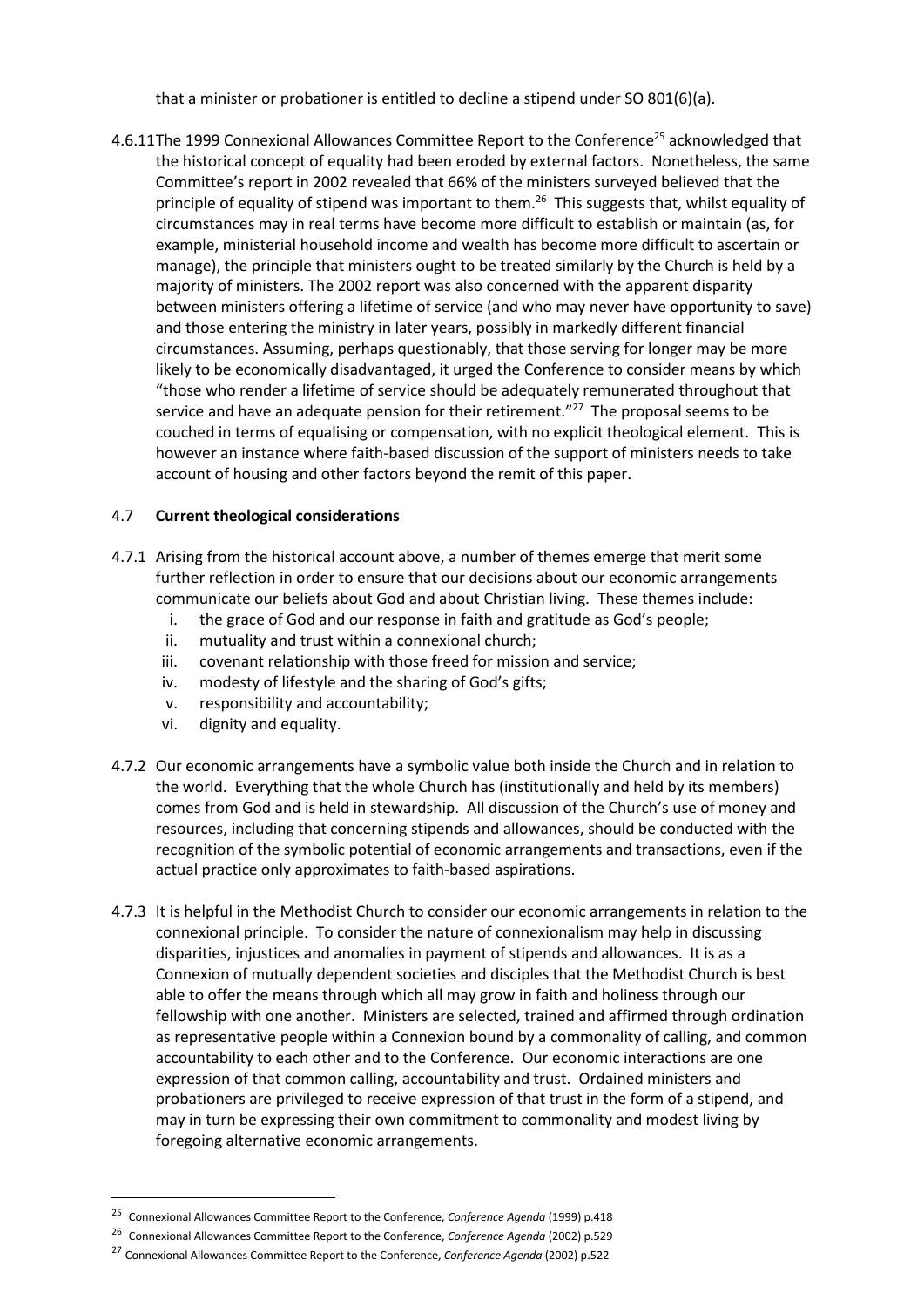that a minister or probationer is entitled to decline a stipend under SO 801(6)(a).

4.6.11 The 1999 Connexional Allowances Committee Report to the Conference[25] acknowledged that the historical concept of equality had been eroded by external factors. Nonetheless, the same Committee's report in 2002 revealed that 66% of the ministers surveyed believed that the principle of equality of stipend was important to them.[26] This suggests that, whilst equality of circumstances may in real terms have become more difficult to establish or maintain (as, for example, ministerial household income and wealth has become more difficult to ascertain or manage), the principle that ministers ought to be treated similarly by the Church is held by a majority of ministers. The 2002 report was also concerned with the apparent disparity between ministers offering a lifetime of service (and who may never have opportunity to save) and those entering the ministry in later years, possibly in markedly different financial circumstances. Assuming, perhaps questionably, that those serving for longer may be more likely to be economically disadvantaged, it urged the Conference to consider means by which "those who render a lifetime of service should be adequately remunerated throughout that service and have an adequate pension for their retirement."[27] The proposal seems to be couched in terms of equalising or compensation, with no explicit theological element. This is however an instance where faith-based discussion of the support of ministers needs to take account of housing and other factors beyond the remit of this paper.

### 4.7 Current theological considerations

4.7.1 Arising from the historical account above, a number of themes emerge that merit some further reflection in order to ensure that our decisions about our economic arrangements communicate our beliefs about God and about Christian living. These themes include:

i. the grace of God and our response in faith and gratitude as God's people;
ii. mutuality and trust within a connexional church;
iii. covenant relationship with those freed for mission and service;
iv. modesty of lifestyle and the sharing of God's gifts;
v. responsibility and accountability;
vi. dignity and equality.

4.7.2 Our economic arrangements have a symbolic value both inside the Church and in relation to the world. Everything that the whole Church has (institutionally and held by its members) comes from God and is held in stewardship. All discussion of the Church's use of money and resources, including that concerning stipends and allowances, should be conducted with the recognition of the symbolic potential of economic arrangements and transactions, even if the actual practice only approximates to faith-based aspirations.

4.7.3 It is helpful in the Methodist Church to consider our economic arrangements in relation to the connexional principle. To consider the nature of connexionalism may help in discussing disparities, injustices and anomalies in payment of stipends and allowances. It is as a Connexion of mutually dependent societies and disciples that the Methodist Church is best able to offer the means through which all may grow in faith and holiness through our fellowship with one another. Ministers are selected, trained and affirmed through ordination as representative people within a Connexion bound by a commonality of calling, and common accountability to each other and to the Conference. Our economic interactions are one expression of that common calling, accountability and trust. Ordained ministers and probationers are privileged to receive expression of that trust in the form of a stipend, and may in turn be expressing their own commitment to commonality and modest living by foregoing alternative economic arrangements.

---

[25] Connexional Allowances Committee Report to the Conference, *Conference Agenda* (1999) p.418

[26] Connexional Allowances Committee Report to the Conference, *Conference Agenda* (2002) p.529

[27] Connexional Allowances Committee Report to the Conference, *Conference Agenda* (2002) p.522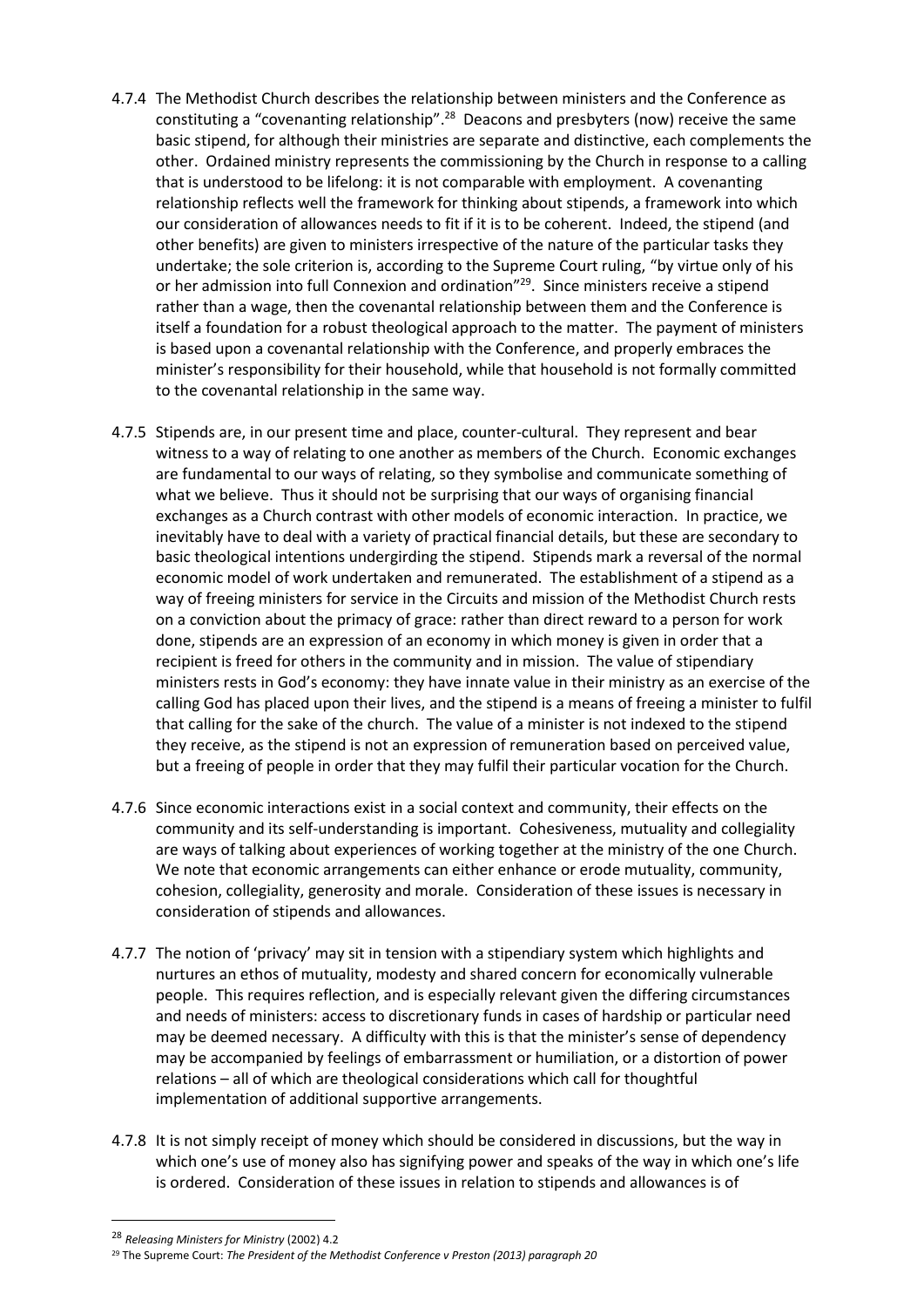4.7.4 The Methodist Church describes the relationship between ministers and the Conference as constituting a "covenanting relationship".[28] Deacons and presbyters (now) receive the same basic stipend, for although their ministries are separate and distinctive, each complements the other. Ordained ministry represents the commissioning by the Church in response to a calling that is understood to be lifelong: it is not comparable with employment. A covenanting relationship reflects well the framework for thinking about stipends, a framework into which our consideration of allowances needs to fit if it is to be coherent. Indeed, the stipend (and other benefits) are given to ministers irrespective of the nature of the particular tasks they undertake; the sole criterion is, according to the Supreme Court ruling, "by virtue only of his or her admission into full Connexion and ordination"[29]. Since ministers receive a stipend rather than a wage, then the covenantal relationship between them and the Conference is itself a foundation for a robust theological approach to the matter. The payment of ministers is based upon a covenantal relationship with the Conference, and properly embraces the minister's responsibility for their household, while that household is not formally committed to the covenantal relationship in the same way.

4.7.5 Stipends are, in our present time and place, counter-cultural. They represent and bear witness to a way of relating to one another as members of the Church. Economic exchanges are fundamental to our ways of relating, so they symbolise and communicate something of what we believe. Thus it should not be surprising that our ways of organising financial exchanges as a Church contrast with other models of economic interaction. In practice, we inevitably have to deal with a variety of practical financial details, but these are secondary to basic theological intentions undergirding the stipend. Stipends mark a reversal of the normal economic model of work undertaken and remunerated. The establishment of a stipend as a way of freeing ministers for service in the Circuits and mission of the Methodist Church rests on a conviction about the primacy of grace: rather than direct reward to a person for work done, stipends are an expression of an economy in which money is given in order that a recipient is freed for others in the community and in mission. The value of stipendiary ministers rests in God's economy: they have innate value in their ministry as an exercise of the calling God has placed upon their lives, and the stipend is a means of freeing a minister to fulfil that calling for the sake of the church. The value of a minister is not indexed to the stipend they receive, as the stipend is not an expression of remuneration based on perceived value, but a freeing of people in order that they may fulfil their particular vocation for the Church.

4.7.6 Since economic interactions exist in a social context and community, their effects on the community and its self-understanding is important. Cohesiveness, mutuality and collegiality are ways of talking about experiences of working together at the ministry of the one Church. We note that economic arrangements can either enhance or erode mutuality, community, cohesion, collegiality, generosity and morale. Consideration of these issues is necessary in consideration of stipends and allowances.

4.7.7 The notion of 'privacy' may sit in tension with a stipendiary system which highlights and nurtures an ethos of mutuality, modesty and shared concern for economically vulnerable people. This requires reflection, and is especially relevant given the differing circumstances and needs of ministers: access to discretionary funds in cases of hardship or particular need may be deemed necessary. A difficulty with this is that the minister's sense of dependency may be accompanied by feelings of embarrassment or humiliation, or a distortion of power relations – all of which are theological considerations which call for thoughtful implementation of additional supportive arrangements.

4.7.8 It is not simply receipt of money which should be considered in discussions, but the way in which one's use of money also has signifying power and speaks of the way in which one's life is ordered. Consideration of these issues in relation to stipends and allowances is of

---

[28] *Releasing Ministers for Ministry* (2002) 4.2

[29] The Supreme Court: *The President of the Methodist Conference v Preston (2013) paragraph 20*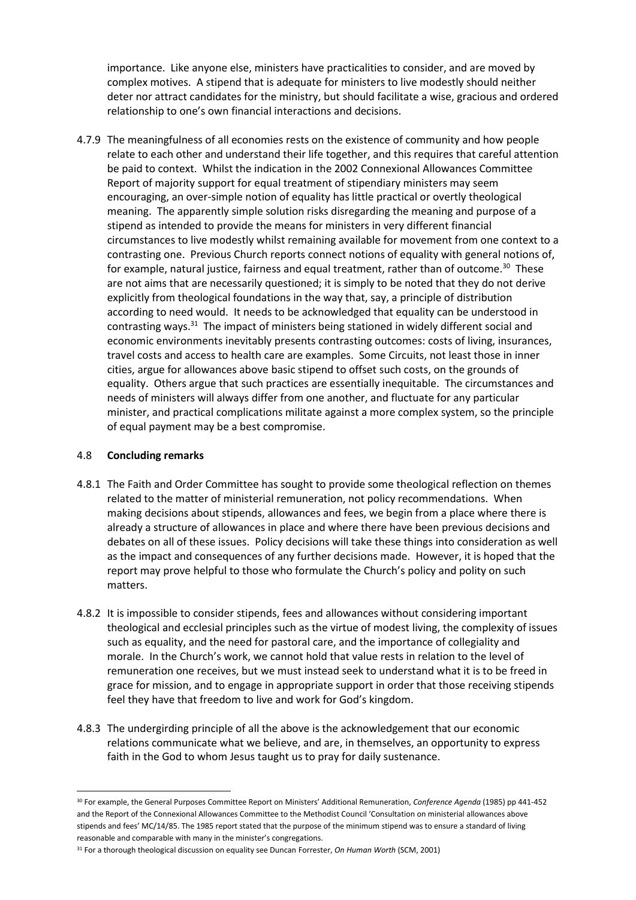importance. Like anyone else, ministers have practicalities to consider, and are moved by complex motives. A stipend that is adequate for ministers to live modestly should neither deter nor attract candidates for the ministry, but should facilitate a wise, gracious and ordered relationship to one's own financial interactions and decisions.

4.7.9 The meaningfulness of all economies rests on the existence of community and how people relate to each other and understand their life together, and this requires that careful attention be paid to context. Whilst the indication in the 2002 Connexional Allowances Committee Report of majority support for equal treatment of stipendiary ministers may seem encouraging, an over-simple notion of equality has little practical or overtly theological meaning. The apparently simple solution risks disregarding the meaning and purpose of a stipend as intended to provide the means for ministers in very different financial circumstances to live modestly whilst remaining available for movement from one context to a contrasting one. Previous Church reports connect notions of equality with general notions of, for example, natural justice, fairness and equal treatment, rather than of outcome.[30] These are not aims that are necessarily questioned; it is simply to be noted that they do not derive explicitly from theological foundations in the way that, say, a principle of distribution according to need would. It needs to be acknowledged that equality can be understood in contrasting ways.[31] The impact of ministers being stationed in widely different social and economic environments inevitably presents contrasting outcomes: costs of living, insurances, travel costs and access to health care are examples. Some Circuits, not least those in inner cities, argue for allowances above basic stipend to offset such costs, on the grounds of equality. Others argue that such practices are essentially inequitable. The circumstances and needs of ministers will always differ from one another, and fluctuate for any particular minister, and practical complications militate against a more complex system, so the principle of equal payment may be a best compromise.

## 4.8 Concluding remarks

4.8.1 The Faith and Order Committee has sought to provide some theological reflection on themes related to the matter of ministerial remuneration, not policy recommendations. When making decisions about stipends, allowances and fees, we begin from a place where there is already a structure of allowances in place and where there have been previous decisions and debates on all of these issues. Policy decisions will take these things into consideration as well as the impact and consequences of any further decisions made. However, it is hoped that the report may prove helpful to those who formulate the Church's policy and polity on such matters.

4.8.2 It is impossible to consider stipends, fees and allowances without considering important theological and ecclesial principles such as the virtue of modest living, the complexity of issues such as equality, and the need for pastoral care, and the importance of collegiality and morale. In the Church's work, we cannot hold that value rests in relation to the level of remuneration one receives, but we must instead seek to understand what it is to be freed in grace for mission, and to engage in appropriate support in order that those receiving stipends feel they have that freedom to live and work for God's kingdom.

4.8.3 The undergirding principle of all the above is the acknowledgement that our economic relations communicate what we believe, and are, in themselves, an opportunity to express faith in the God to whom Jesus taught us to pray for daily sustenance.

---

[30] For example, the General Purposes Committee Report on Ministers' Additional Remuneration, *Conference Agenda* (1985) pp 441-452 and the Report of the Connexional Allowances Committee to the Methodist Council 'Consultation on ministerial allowances above stipends and fees' MC/14/85. The 1985 report stated that the purpose of the minimum stipend was to ensure a standard of living reasonable and comparable with many in the minister's congregations.

[31] For a thorough theological discussion on equality see Duncan Forrester, *On Human Worth* (SCM, 2001)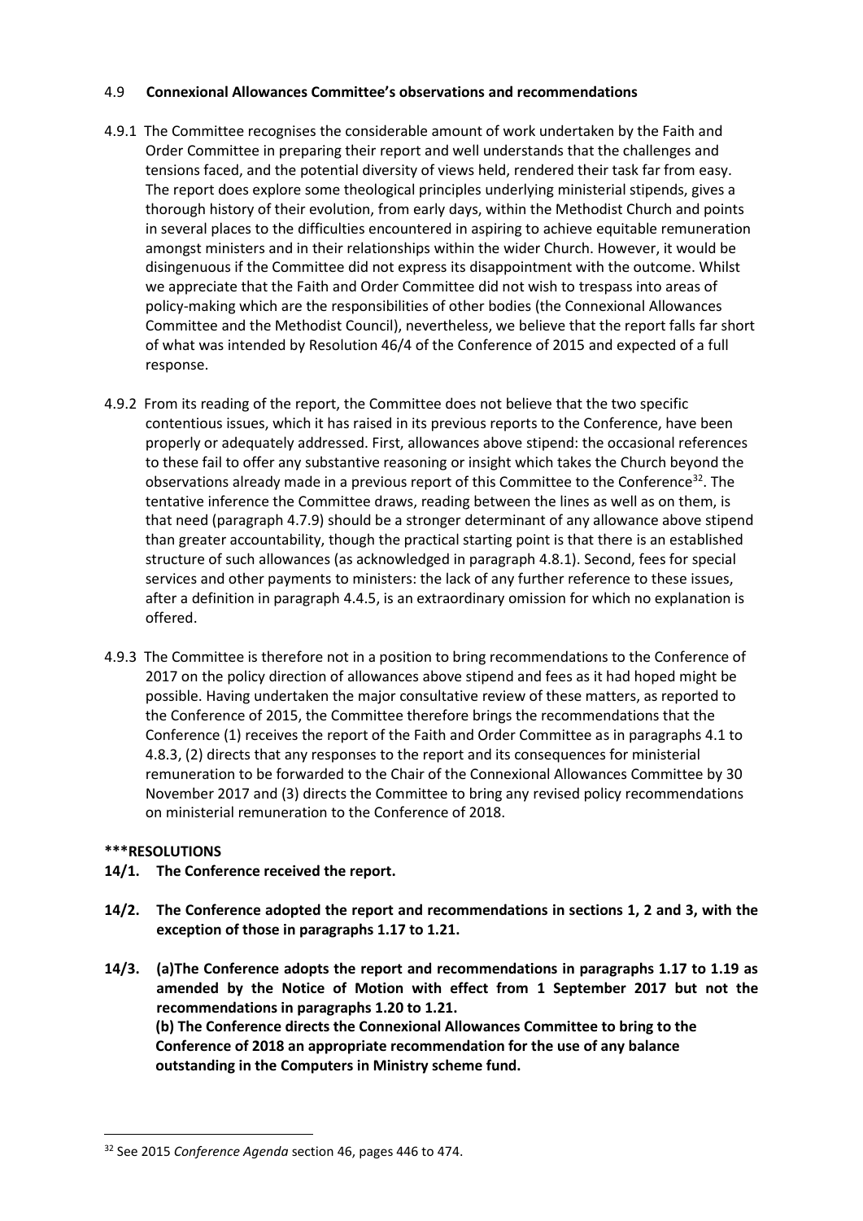### 4.9 Connexional Allowances Committee's observations and recommendations

4.9.1 The Committee recognises the considerable amount of work undertaken by the Faith and Order Committee in preparing their report and well understands that the challenges and tensions faced, and the potential diversity of views held, rendered their task far from easy. The report does explore some theological principles underlying ministerial stipends, gives a thorough history of their evolution, from early days, within the Methodist Church and points in several places to the difficulties encountered in aspiring to achieve equitable remuneration amongst ministers and in their relationships within the wider Church. However, it would be disingenuous if the Committee did not express its disappointment with the outcome. Whilst we appreciate that the Faith and Order Committee did not wish to trespass into areas of policy-making which are the responsibilities of other bodies (the Connexional Allowances Committee and the Methodist Council), nevertheless, we believe that the report falls far short of what was intended by Resolution 46/4 of the Conference of 2015 and expected of a full response.

4.9.2 From its reading of the report, the Committee does not believe that the two specific contentious issues, which it has raised in its previous reports to the Conference, have been properly or adequately addressed. First, allowances above stipend: the occasional references to these fail to offer any substantive reasoning or insight which takes the Church beyond the observations already made in a previous report of this Committee to the Conference[32]. The tentative inference the Committee draws, reading between the lines as well as on them, is that need (paragraph 4.7.9) should be a stronger determinant of any allowance above stipend than greater accountability, though the practical starting point is that there is an established structure of such allowances (as acknowledged in paragraph 4.8.1). Second, fees for special services and other payments to ministers: the lack of any further reference to these issues, after a definition in paragraph 4.4.5, is an extraordinary omission for which no explanation is offered.

4.9.3 The Committee is therefore not in a position to bring recommendations to the Conference of 2017 on the policy direction of allowances above stipend and fees as it had hoped might be possible. Having undertaken the major consultative review of these matters, as reported to the Conference of 2015, the Committee therefore brings the recommendations that the Conference (1) receives the report of the Faith and Order Committee as in paragraphs 4.1 to 4.8.3, (2) directs that any responses to the report and its consequences for ministerial remuneration to be forwarded to the Chair of the Connexional Allowances Committee by 30 November 2017 and (3) directs the Committee to bring any revised policy recommendations on ministerial remuneration to the Conference of 2018.

**\*\*\*RESOLUTIONS**

**14/1. The Conference received the report.**

**14/2. The Conference adopted the report and recommendations in sections 1, 2 and 3, with the exception of those in paragraphs 1.17 to 1.21.**

**14/3. (a)The Conference adopts the report and recommendations in paragraphs 1.17 to 1.19 as amended by the Notice of Motion with effect from 1 September 2017 but not the recommendations in paragraphs 1.20 to 1.21.**
**(b) The Conference directs the Connexional Allowances Committee to bring to the Conference of 2018 an appropriate recommendation for the use of any balance outstanding in the Computers in Ministry scheme fund.**

---

[32] See 2015 *Conference Agenda* section 46, pages 446 to 474.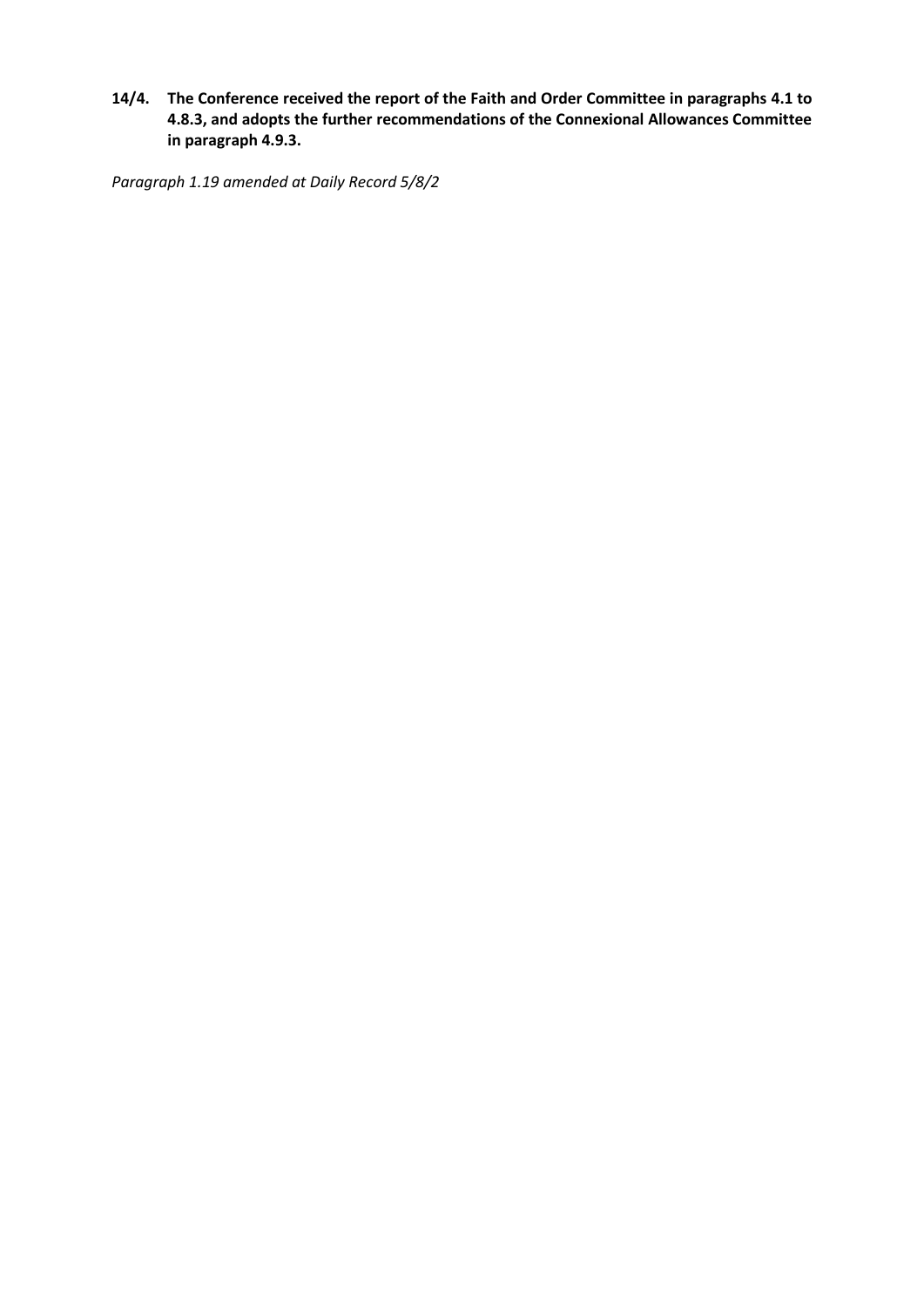**14/4. The Conference received the report of the Faith and Order Committee in paragraphs 4.1 to 4.8.3, and adopts the further recommendations of the Connexional Allowances Committee in paragraph 4.9.3.**

*Paragraph 1.19 amended at Daily Record 5/8/2*